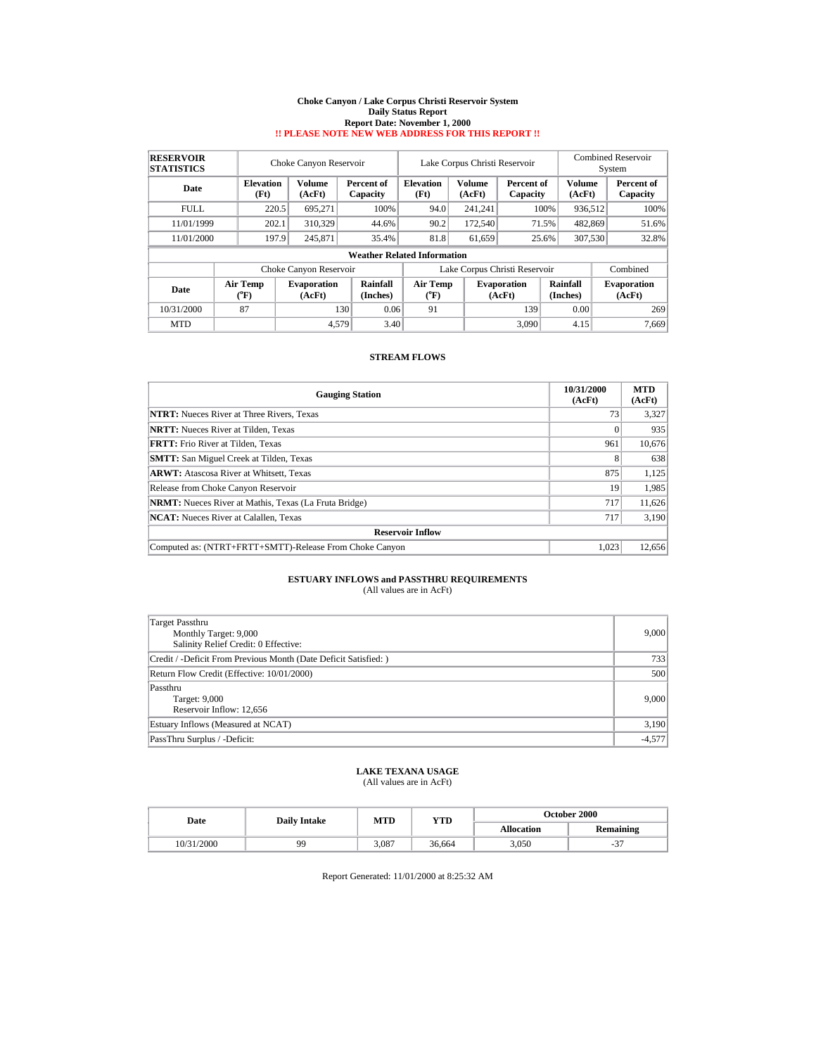# Choke Canyon / Lake Corpus Christi Reservoir System
## Daily Status Report
### Report Date: November 1, 2000
**!! PLEASE NOTE NEW WEB ADDRESS FOR THIS REPORT !!**

| RESERVOIR STATISTICS | Choke Canyon Reservoir | | | Lake Corpus Christi Reservoir | | | Combined Reservoir System | |
|---|---|---|---|---|---|---|---|---|
| Date | Elevation (Ft) | Volume (AcFt) | Percent of Capacity | Elevation (Ft) | Volume (AcFt) | Percent of Capacity | Volume (AcFt) | Percent of Capacity |
| FULL | 220.5 | 695,271 | 100% | 94.0 | 241,241 | 100% | 936,512 | 100% |
| 11/01/1999 | 202.1 | 310,329 | 44.6% | 90.2 | 172,540 | 71.5% | 482,869 | 51.6% |
| 11/01/2000 | 197.9 | 245,871 | 35.4% | 81.8 | 61,659 | 25.6% | 307,530 | 32.8% |

**Weather Related Information**

| | Choke Canyon Reservoir | | | Lake Corpus Christi Reservoir | | | Combined |
|---|---|---|---|---|---|---|---|
| Date | Air Temp (°F) | Evaporation (AcFt) | Rainfall (Inches) | Air Temp (°F) | Evaporation (AcFt) | Rainfall (Inches) | Evaporation (AcFt) |
| 10/31/2000 | 87 | 130 | 0.06 | 91 | 139 | 0.00 | 269 |
| MTD | | 4,579 | 3.40 | | 3,090 | 4.15 | 7,669 |

## STREAM FLOWS

| Gauging Station | 10/31/2000 (AcFt) | MTD (AcFt) |
|---|---|---|
| **NTRT:** Nueces River at Three Rivers, Texas | 73 | 3,327 |
| **NRTT:** Nueces River at Tilden, Texas | 0 | 935 |
| **FRTT:** Frio River at Tilden, Texas | 961 | 10,676 |
| **SMTT:** San Miguel Creek at Tilden, Texas | 8 | 638 |
| **ARWT:** Atascosa River at Whitsett, Texas | 875 | 1,125 |
| Release from Choke Canyon Reservoir | 19 | 1,985 |
| **NRMT:** Nueces River at Mathis, Texas (La Fruta Bridge) | 717 | 11,626 |
| **NCAT:** Nueces River at Calallen, Texas | 717 | 3,190 |
| **Reservoir Inflow** | | |
| Computed as: (NTRT+FRTT+SMTT)-Release From Choke Canyon | 1,023 | 12,656 |

## ESTUARY INFLOWS and PASSTHRU REQUIREMENTS
(All values are in AcFt)

| | |
|---|---|
| Target Passthru<br>Monthly Target: 9,000<br>Salinity Relief Credit: 0 Effective: | 9,000 |
| Credit / -Deficit From Previous Month (Date Deficit Satisfied: ) | 733 |
| Return Flow Credit (Effective: 10/01/2000) | 500 |
| Passthru<br>Target: 9,000<br>Reservoir Inflow: 12,656 | 9,000 |
| Estuary Inflows (Measured at NCAT) | 3,190 |
| PassThru Surplus / -Deficit: | -4,577 |

## LAKE TEXANA USAGE
(All values are in AcFt)

| Date | Daily Intake | MTD | YTD | October 2000 | |
|---|---|---|---|---|---|
| | | | | Allocation | Remaining |
| 10/31/2000 | 99 | 3,087 | 36,664 | 3,050 | -37 |

Report Generated: 11/01/2000 at 8:25:32 AM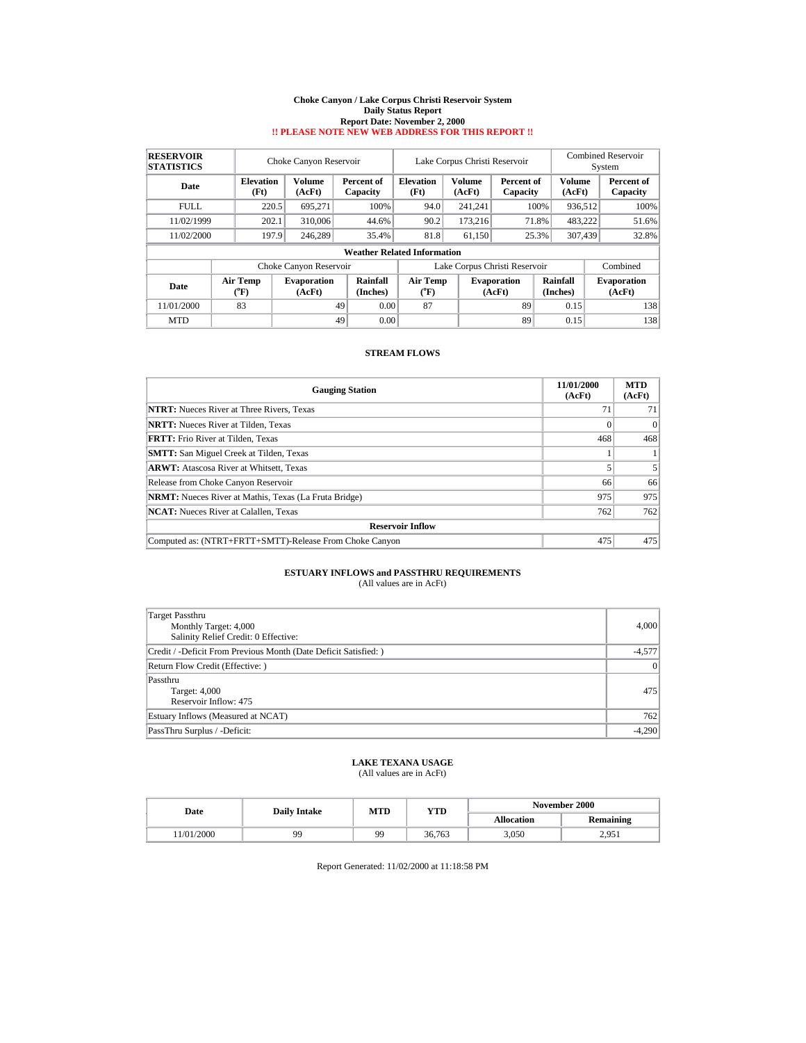# Choke Canyon / Lake Corpus Christi Reservoir System
## Daily Status Report
### Report Date: November 2, 2000
**!! PLEASE NOTE NEW WEB ADDRESS FOR THIS REPORT !!**

| RESERVOIR STATISTICS | Choke Canyon Reservoir | | | Lake Corpus Christi Reservoir | | | Combined Reservoir System | |
|---|---|---|---|---|---|---|---|---|
| Date | Elevation (Ft) | Volume (AcFt) | Percent of Capacity | Elevation (Ft) | Volume (AcFt) | Percent of Capacity | Volume (AcFt) | Percent of Capacity |
| FULL | 220.5 | 695,271 | 100% | 94.0 | 241,241 | 100% | 936,512 | 100% |
| 11/02/1999 | 202.1 | 310,006 | 44.6% | 90.2 | 173,216 | 71.8% | 483,222 | 51.6% |
| 11/02/2000 | 197.9 | 246,289 | 35.4% | 81.8 | 61,150 | 25.3% | 307,439 | 32.8% |

**Weather Related Information**

| | Choke Canyon Reservoir | | | Lake Corpus Christi Reservoir | | | Combined |
|---|---|---|---|---|---|---|---|
| Date | Air Temp (ºF) | Evaporation (AcFt) | Rainfall (Inches) | Air Temp (ºF) | Evaporation (AcFt) | Rainfall (Inches) | Evaporation (AcFt) |
| 11/01/2000 | 83 | 49 | 0.00 | 87 | 89 | 0.15 | 138 |
| MTD | | 49 | 0.00 | | 89 | 0.15 | 138 |

## STREAM FLOWS

| Gauging Station | 11/01/2000 (AcFt) | MTD (AcFt) |
|---|---|---|
| **NTRT:** Nueces River at Three Rivers, Texas | 71 | 71 |
| **NRTT:** Nueces River at Tilden, Texas | 0 | 0 |
| **FRTT:** Frio River at Tilden, Texas | 468 | 468 |
| **SMTT:** San Miguel Creek at Tilden, Texas | 1 | 1 |
| **ARWT:** Atascosa River at Whitsett, Texas | 5 | 5 |
| Release from Choke Canyon Reservoir | 66 | 66 |
| **NRMT:** Nueces River at Mathis, Texas (La Fruta Bridge) | 975 | 975 |
| **NCAT:** Nueces River at Calallen, Texas | 762 | 762 |
| **Reservoir Inflow** | | |
| Computed as: (NTRT+FRTT+SMTT)-Release From Choke Canyon | 475 | 475 |

## ESTUARY INFLOWS and PASSTHRU REQUIREMENTS
(All values are in AcFt)

| | |
|---|---|
| Target Passthru<br>Monthly Target: 4,000<br>Salinity Relief Credit: 0 Effective: | 4,000 |
| Credit / -Deficit From Previous Month (Date Deficit Satisfied: ) | -4,577 |
| Return Flow Credit (Effective: ) | 0 |
| Passthru<br>Target: 4,000<br>Reservoir Inflow: 475 | 475 |
| Estuary Inflows (Measured at NCAT) | 762 |
| PassThru Surplus / -Deficit: | -4,290 |

## LAKE TEXANA USAGE
(All values are in AcFt)

| Date | Daily Intake | MTD | YTD | November 2000 | |
|---|---|---|---|---|---|
| | | | | Allocation | Remaining |
| 11/01/2000 | 99 | 99 | 36,763 | 3,050 | 2,951 |

Report Generated: 11/02/2000 at 11:18:58 PM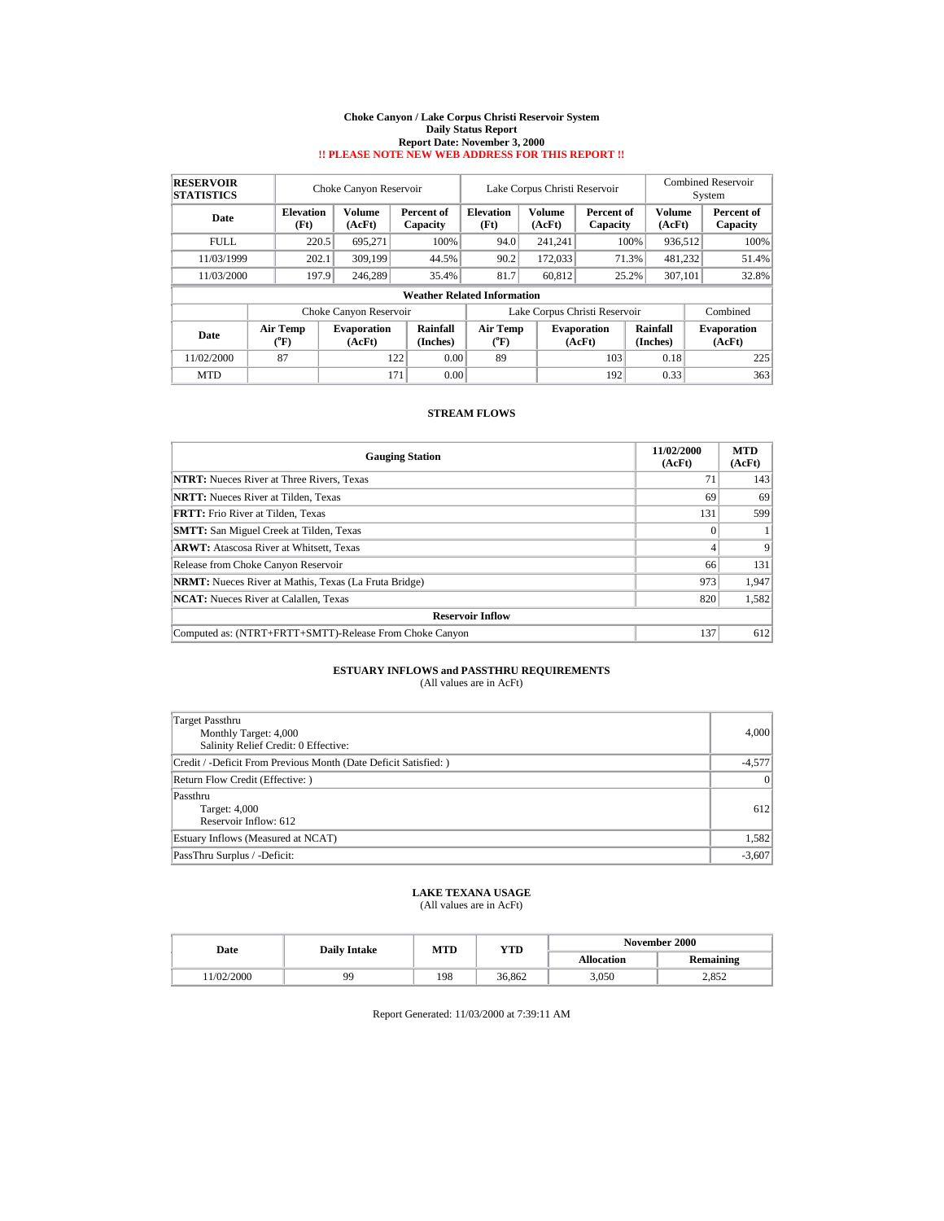# Choke Canyon / Lake Corpus Christi Reservoir System
## Daily Status Report
### Report Date: November 3, 2000
**!! PLEASE NOTE NEW WEB ADDRESS FOR THIS REPORT !!**

| RESERVOIR STATISTICS | Choke Canyon Reservoir | | | Lake Corpus Christi Reservoir | | | Combined Reservoir System | |
|---|---|---|---|---|---|---|---|---|
| Date | Elevation (Ft) | Volume (AcFt) | Percent of Capacity | Elevation (Ft) | Volume (AcFt) | Percent of Capacity | Volume (AcFt) | Percent of Capacity |
| FULL | 220.5 | 695,271 | 100% | 94.0 | 241,241 | 100% | 936,512 | 100% |
| 11/03/1999 | 202.1 | 309,199 | 44.5% | 90.2 | 172,033 | 71.3% | 481,232 | 51.4% |
| 11/03/2000 | 197.9 | 246,289 | 35.4% | 81.7 | 60,812 | 25.2% | 307,101 | 32.8% |

**Weather Related Information**

| | Choke Canyon Reservoir | | | Lake Corpus Christi Reservoir | | | Combined |
|---|---|---|---|---|---|---|---|
| Date | Air Temp (°F) | Evaporation (AcFt) | Rainfall (Inches) | Air Temp (°F) | Evaporation (AcFt) | Rainfall (Inches) | Evaporation (AcFt) |
| 11/02/2000 | 87 | 122 | 0.00 | 89 | 103 | 0.18 | 225 |
| MTD | | 171 | 0.00 | | 192 | 0.33 | 363 |

## STREAM FLOWS

| Gauging Station | 11/02/2000 (AcFt) | MTD (AcFt) |
|---|---|---|
| **NTRT:** Nueces River at Three Rivers, Texas | 71 | 143 |
| **NRTT:** Nueces River at Tilden, Texas | 69 | 69 |
| **FRTT:** Frio River at Tilden, Texas | 131 | 599 |
| **SMTT:** San Miguel Creek at Tilden, Texas | 0 | 1 |
| **ARWT:** Atascosa River at Whitsett, Texas | 4 | 9 |
| Release from Choke Canyon Reservoir | 66 | 131 |
| **NRMT:** Nueces River at Mathis, Texas (La Fruta Bridge) | 973 | 1,947 |
| **NCAT:** Nueces River at Calallen, Texas | 820 | 1,582 |
| **Reservoir Inflow** | | |
| Computed as: (NTRT+FRTT+SMTT)-Release From Choke Canyon | 137 | 612 |

## ESTUARY INFLOWS and PASSTHRU REQUIREMENTS
(All values are in AcFt)

| | |
|---|---|
| Target Passthru<br>Monthly Target: 4,000<br>Salinity Relief Credit: 0 Effective: | 4,000 |
| Credit / -Deficit From Previous Month (Date Deficit Satisfied: ) | -4,577 |
| Return Flow Credit (Effective: ) | 0 |
| Passthru<br>Target: 4,000<br>Reservoir Inflow: 612 | 612 |
| Estuary Inflows (Measured at NCAT) | 1,582 |
| PassThru Surplus / -Deficit: | -3,607 |

## LAKE TEXANA USAGE
(All values are in AcFt)

| Date | Daily Intake | MTD | YTD | November 2000 | |
|---|---|---|---|---|---|
| | | | | Allocation | Remaining |
| 11/02/2000 | 99 | 198 | 36,862 | 3,050 | 2,852 |

Report Generated: 11/03/2000 at 7:39:11 AM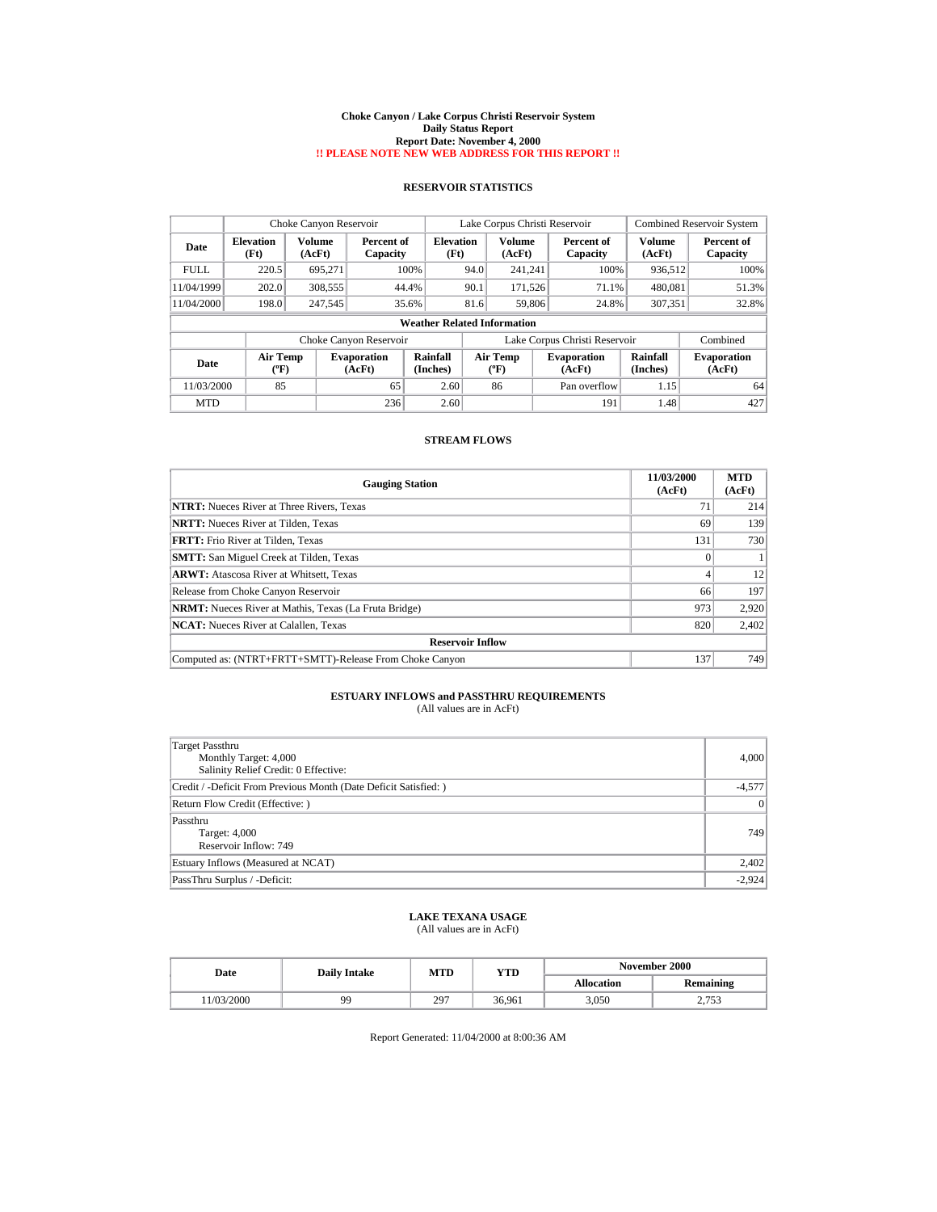# Choke Canyon / Lake Corpus Christi Reservoir System
## Daily Status Report
### Report Date: November 4, 2000
**!! PLEASE NOTE NEW WEB ADDRESS FOR THIS REPORT !!**

## RESERVOIR STATISTICS

| | Choke Canyon Reservoir | | | Lake Corpus Christi Reservoir | | | Combined Reservoir System | |
|---|---|---|---|---|---|---|---|---|
| Date | Elevation (Ft) | Volume (AcFt) | Percent of Capacity | Elevation (Ft) | Volume (AcFt) | Percent of Capacity | Volume (AcFt) | Percent of Capacity |
| FULL | 220.5 | 695,271 | 100% | 94.0 | 241,241 | 100% | 936,512 | 100% |
| 11/04/1999 | 202.0 | 308,555 | 44.4% | 90.1 | 171,526 | 71.1% | 480,081 | 51.3% |
| 11/04/2000 | 198.0 | 247,545 | 35.6% | 81.6 | 59,806 | 24.8% | 307,351 | 32.8% |

**Weather Related Information**

| | Choke Canyon Reservoir | | | Lake Corpus Christi Reservoir | | | Combined |
|---|---|---|---|---|---|---|---|
| Date | Air Temp (ºF) | Evaporation (AcFt) | Rainfall (Inches) | Air Temp (ºF) | Evaporation (AcFt) | Rainfall (Inches) | Evaporation (AcFt) |
| 11/03/2000 | 85 | 65 | 2.60 | 86 | Pan overflow | 1.15 | 64 |
| MTD | | 236 | 2.60 | | 191 | 1.48 | 427 |

## STREAM FLOWS

| Gauging Station | 11/03/2000 (AcFt) | MTD (AcFt) |
|---|---|---|
| **NTRT:** Nueces River at Three Rivers, Texas | 71 | 214 |
| **NRTT:** Nueces River at Tilden, Texas | 69 | 139 |
| **FRTT:** Frio River at Tilden, Texas | 131 | 730 |
| **SMTT:** San Miguel Creek at Tilden, Texas | 0 | 1 |
| **ARWT:** Atascosa River at Whitsett, Texas | 4 | 12 |
| Release from Choke Canyon Reservoir | 66 | 197 |
| **NRMT:** Nueces River at Mathis, Texas (La Fruta Bridge) | 973 | 2,920 |
| **NCAT:** Nueces River at Calallen, Texas | 820 | 2,402 |
| **Reservoir Inflow** | | |
| Computed as: (NTRT+FRTT+SMTT)-Release From Choke Canyon | 137 | 749 |

## ESTUARY INFLOWS and PASSTHRU REQUIREMENTS
(All values are in AcFt)

| | |
|---|---|
| Target Passthru<br>Monthly Target: 4,000<br>Salinity Relief Credit: 0 Effective: | 4,000 |
| Credit / -Deficit From Previous Month (Date Deficit Satisfied: ) | -4,577 |
| Return Flow Credit (Effective: ) | 0 |
| Passthru<br>Target: 4,000<br>Reservoir Inflow: 749 | 749 |
| Estuary Inflows (Measured at NCAT) | 2,402 |
| PassThru Surplus / -Deficit: | -2,924 |

## LAKE TEXANA USAGE
(All values are in AcFt)

| Date | Daily Intake | MTD | YTD | November 2000 | |
|---|---|---|---|---|---|
| | | | | Allocation | Remaining |
| 11/03/2000 | 99 | 297 | 36,961 | 3,050 | 2,753 |

Report Generated: 11/04/2000 at 8:00:36 AM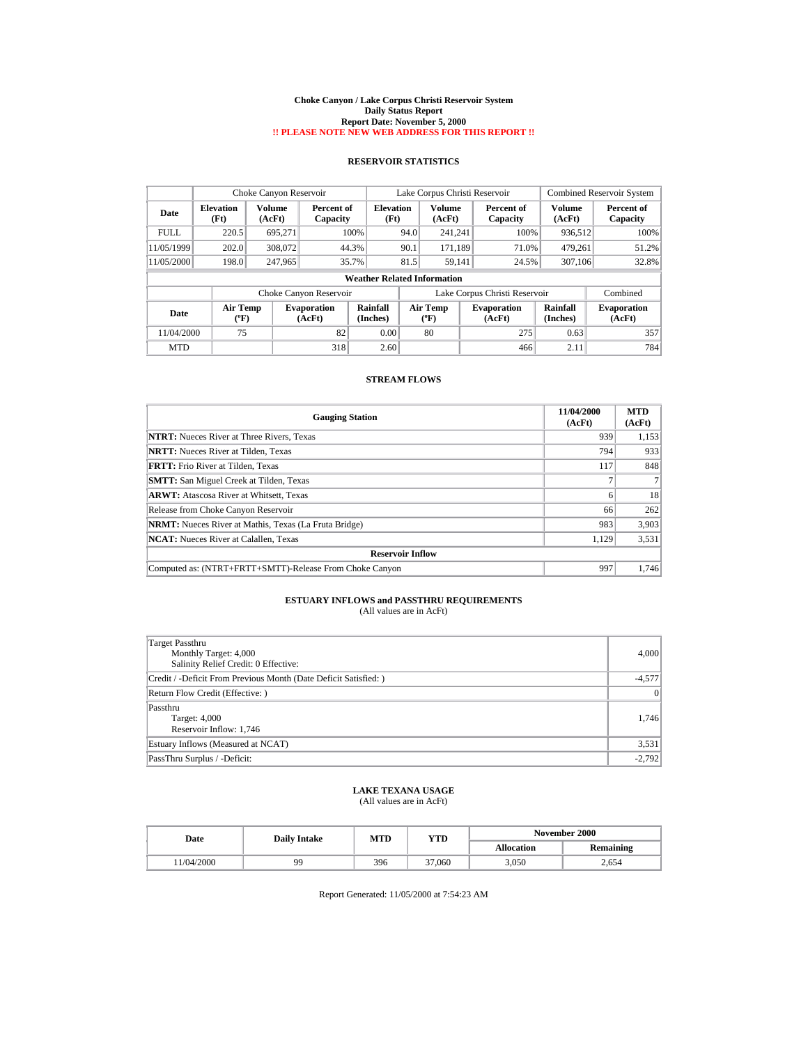# Choke Canyon / Lake Corpus Christi Reservoir System
## Daily Status Report
## Report Date: November 5, 2000
## !! PLEASE NOTE NEW WEB ADDRESS FOR THIS REPORT !!

### RESERVOIR STATISTICS

| | Choke Canyon Reservoir | | | Lake Corpus Christi Reservoir | | | Combined Reservoir System | |
|---|---|---|---|---|---|---|---|---|
| Date | Elevation (Ft) | Volume (AcFt) | Percent of Capacity | Elevation (Ft) | Volume (AcFt) | Percent of Capacity | Volume (AcFt) | Percent of Capacity |
| FULL | 220.5 | 695,271 | 100% | 94.0 | 241,241 | 100% | 936,512 | 100% |
| 11/05/1999 | 202.0 | 308,072 | 44.3% | 90.1 | 171,189 | 71.0% | 479,261 | 51.2% |
| 11/05/2000 | 198.0 | 247,965 | 35.7% | 81.5 | 59,141 | 24.5% | 307,106 | 32.8% |

**Weather Related Information**

| | Choke Canyon Reservoir | | | Lake Corpus Christi Reservoir | | | Combined |
|---|---|---|---|---|---|---|---|
| Date | Air Temp (°F) | Evaporation (AcFt) | Rainfall (Inches) | Air Temp (°F) | Evaporation (AcFt) | Rainfall (Inches) | Evaporation (AcFt) |
| 11/04/2000 | 75 | 82 | 0.00 | 80 | 275 | 0.63 | 357 |
| MTD | | 318 | 2.60 | | 466 | 2.11 | 784 |

### STREAM FLOWS

| Gauging Station | 11/04/2000 (AcFt) | MTD (AcFt) |
|---|---|---|
| **NTRT:** Nueces River at Three Rivers, Texas | 939 | 1,153 |
| **NRTT:** Nueces River at Tilden, Texas | 794 | 933 |
| **FRTT:** Frio River at Tilden, Texas | 117 | 848 |
| **SMTT:** San Miguel Creek at Tilden, Texas | 7 | 7 |
| **ARWT:** Atascosa River at Whitsett, Texas | 6 | 18 |
| Release from Choke Canyon Reservoir | 66 | 262 |
| **NRMT:** Nueces River at Mathis, Texas (La Fruta Bridge) | 983 | 3,903 |
| **NCAT:** Nueces River at Calallen, Texas | 1,129 | 3,531 |
| **Reservoir Inflow** | | |
| Computed as: (NTRT+FRTT+SMTT)-Release From Choke Canyon | 997 | 1,746 |

### ESTUARY INFLOWS and PASSTHRU REQUIREMENTS
(All values are in AcFt)

| | |
|---|---|
| Target Passthru<br>Monthly Target: 4,000<br>Salinity Relief Credit: 0 Effective: | 4,000 |
| Credit / -Deficit From Previous Month (Date Deficit Satisfied: ) | -4,577 |
| Return Flow Credit (Effective: ) | 0 |
| Passthru<br>Target: 4,000<br>Reservoir Inflow: 1,746 | 1,746 |
| Estuary Inflows (Measured at NCAT) | 3,531 |
| PassThru Surplus / -Deficit: | -2,792 |

### LAKE TEXANA USAGE
(All values are in AcFt)

| Date | Daily Intake | MTD | YTD | November 2000 | |
|---|---|---|---|---|---|
| | | | | Allocation | Remaining |
| 11/04/2000 | 99 | 396 | 37,060 | 3,050 | 2,654 |

Report Generated: 11/05/2000 at 7:54:23 AM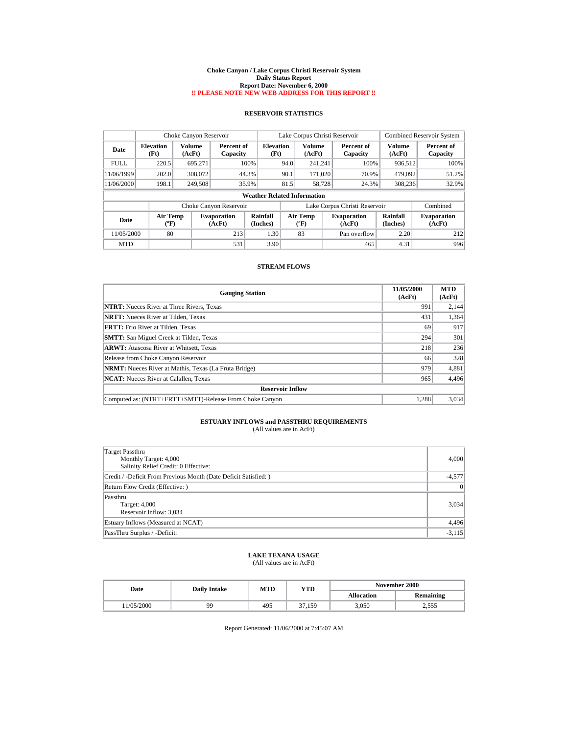# Choke Canyon / Lake Corpus Christi Reservoir System
## Daily Status Report
### Report Date: November 6, 2000
**!! PLEASE NOTE NEW WEB ADDRESS FOR THIS REPORT !!**

## RESERVOIR STATISTICS

| | Choke Canyon Reservoir | | | Lake Corpus Christi Reservoir | | | Combined Reservoir System | |
|---|---|---|---|---|---|---|---|---|
| Date | Elevation (Ft) | Volume (AcFt) | Percent of Capacity | Elevation (Ft) | Volume (AcFt) | Percent of Capacity | Volume (AcFt) | Percent of Capacity |
| FULL | 220.5 | 695,271 | 100% | 94.0 | 241,241 | 100% | 936,512 | 100% |
| 11/06/1999 | 202.0 | 308,072 | 44.3% | 90.1 | 171,020 | 70.9% | 479,092 | 51.2% |
| 11/06/2000 | 198.1 | 249,508 | 35.9% | 81.5 | 58,728 | 24.3% | 308,236 | 32.9% |

**Weather Related Information**

| | Choke Canyon Reservoir | | | Lake Corpus Christi Reservoir | | | Combined |
|---|---|---|---|---|---|---|---|
| Date | Air Temp (°F) | Evaporation (AcFt) | Rainfall (Inches) | Air Temp (°F) | Evaporation (AcFt) | Rainfall (Inches) | Evaporation (AcFt) |
| 11/05/2000 | 80 | 213 | 1.30 | 83 | Pan overflow | 2.20 | 212 |
| MTD | | 531 | 3.90 | | 465 | 4.31 | 996 |

## STREAM FLOWS

| Gauging Station | 11/05/2000 (AcFt) | MTD (AcFt) |
|---|---|---|
| **NTRT:** Nueces River at Three Rivers, Texas | 991 | 2,144 |
| **NRTT:** Nueces River at Tilden, Texas | 431 | 1,364 |
| **FRTT:** Frio River at Tilden, Texas | 69 | 917 |
| **SMTT:** San Miguel Creek at Tilden, Texas | 294 | 301 |
| **ARWT:** Atascosa River at Whitsett, Texas | 218 | 236 |
| Release from Choke Canyon Reservoir | 66 | 328 |
| **NRMT:** Nueces River at Mathis, Texas (La Fruta Bridge) | 979 | 4,881 |
| **NCAT:** Nueces River at Calallen, Texas | 965 | 4,496 |
| **Reservoir Inflow** | | |
| Computed as: (NTRT+FRTT+SMTT)-Release From Choke Canyon | 1,288 | 3,034 |

## ESTUARY INFLOWS and PASSTHRU REQUIREMENTS
(All values are in AcFt)

| | |
|---|---|
| Target Passthru<br>Monthly Target: 4,000<br>Salinity Relief Credit: 0 Effective: | 4,000 |
| Credit / -Deficit From Previous Month (Date Deficit Satisfied: ) | -4,577 |
| Return Flow Credit (Effective: ) | 0 |
| Passthru<br>Target: 4,000<br>Reservoir Inflow: 3,034 | 3,034 |
| Estuary Inflows (Measured at NCAT) | 4,496 |
| PassThru Surplus / -Deficit: | -3,115 |

## LAKE TEXANA USAGE
(All values are in AcFt)

| Date | Daily Intake | MTD | YTD | November 2000 | |
|---|---|---|---|---|---|
| | | | | Allocation | Remaining |
| 11/05/2000 | 99 | 495 | 37,159 | 3,050 | 2,555 |

Report Generated: 11/06/2000 at 7:45:07 AM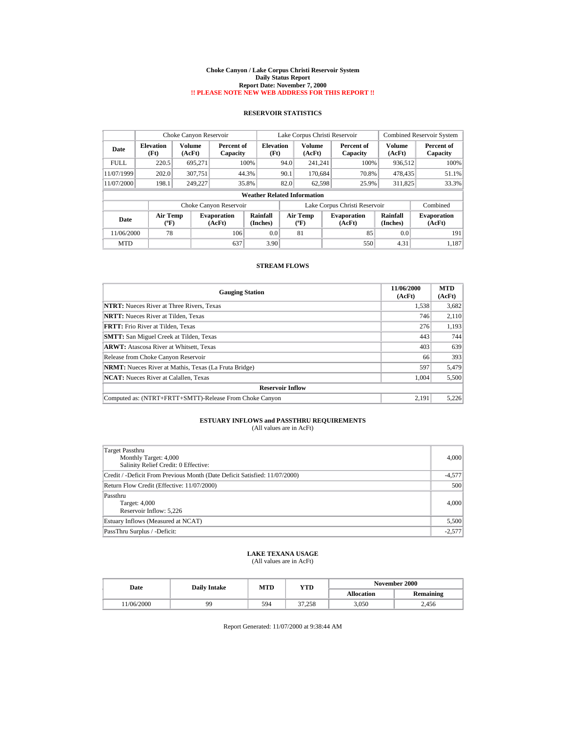# Choke Canyon / Lake Corpus Christi Reservoir System
## Daily Status Report
### Report Date: November 7, 2000
**!! PLEASE NOTE NEW WEB ADDRESS FOR THIS REPORT !!**

## RESERVOIR STATISTICS

| | Choke Canyon Reservoir | | | Lake Corpus Christi Reservoir | | | Combined Reservoir System | |
|---|---|---|---|---|---|---|---|---|
| **Date** | **Elevation (Ft)** | **Volume (AcFt)** | **Percent of Capacity** | **Elevation (Ft)** | **Volume (AcFt)** | **Percent of Capacity** | **Volume (AcFt)** | **Percent of Capacity** |
| FULL | 220.5 | 695,271 | 100% | 94.0 | 241,241 | 100% | 936,512 | 100% |
| 11/07/1999 | 202.0 | 307,751 | 44.3% | 90.1 | 170,684 | 70.8% | 478,435 | 51.1% |
| 11/07/2000 | 198.1 | 249,227 | 35.8% | 82.0 | 62,598 | 25.9% | 311,825 | 33.3% |

**Weather Related Information**

| | Choke Canyon Reservoir | | | Lake Corpus Christi Reservoir | | | Combined |
|---|---|---|---|---|---|---|---|
| **Date** | **Air Temp (ºF)** | **Evaporation (AcFt)** | **Rainfall (Inches)** | **Air Temp (ºF)** | **Evaporation (AcFt)** | **Rainfall (Inches)** | **Evaporation (AcFt)** |
| 11/06/2000 | 78 | 106 | 0.0 | 81 | 85 | 0.0 | 191 |
| MTD | | 637 | 3.90 | | 550 | 4.31 | 1,187 |

## STREAM FLOWS

| Gauging Station | 11/06/2000 (AcFt) | MTD (AcFt) |
|---|---|---|
| **NTRT:** Nueces River at Three Rivers, Texas | 1,538 | 3,682 |
| **NRTT:** Nueces River at Tilden, Texas | 746 | 2,110 |
| **FRTT:** Frio River at Tilden, Texas | 276 | 1,193 |
| **SMTT:** San Miguel Creek at Tilden, Texas | 443 | 744 |
| **ARWT:** Atascosa River at Whitsett, Texas | 403 | 639 |
| Release from Choke Canyon Reservoir | 66 | 393 |
| **NRMT:** Nueces River at Mathis, Texas (La Fruta Bridge) | 597 | 5,479 |
| **NCAT:** Nueces River at Calallen, Texas | 1,004 | 5,500 |
| **Reservoir Inflow** | | |
| Computed as: (NTRT+FRTT+SMTT)-Release From Choke Canyon | 2,191 | 5,226 |

## ESTUARY INFLOWS and PASSTHRU REQUIREMENTS
(All values are in AcFt)

| | |
|---|---|
| Target Passthru<br>Monthly Target: 4,000<br>Salinity Relief Credit: 0 Effective: | 4,000 |
| Credit / -Deficit From Previous Month (Date Deficit Satisfied: 11/07/2000) | -4,577 |
| Return Flow Credit (Effective: 11/07/2000) | 500 |
| Passthru<br>Target: 4,000<br>Reservoir Inflow: 5,226 | 4,000 |
| Estuary Inflows (Measured at NCAT) | 5,500 |
| PassThru Surplus / -Deficit: | -2,577 |

## LAKE TEXANA USAGE
(All values are in AcFt)

| Date | Daily Intake | MTD | YTD | November 2000 | |
|---|---|---|---|---|---|
| | | | | **Allocation** | **Remaining** |
| 11/06/2000 | 99 | 594 | 37,258 | 3,050 | 2,456 |

Report Generated: 11/07/2000 at 9:38:44 AM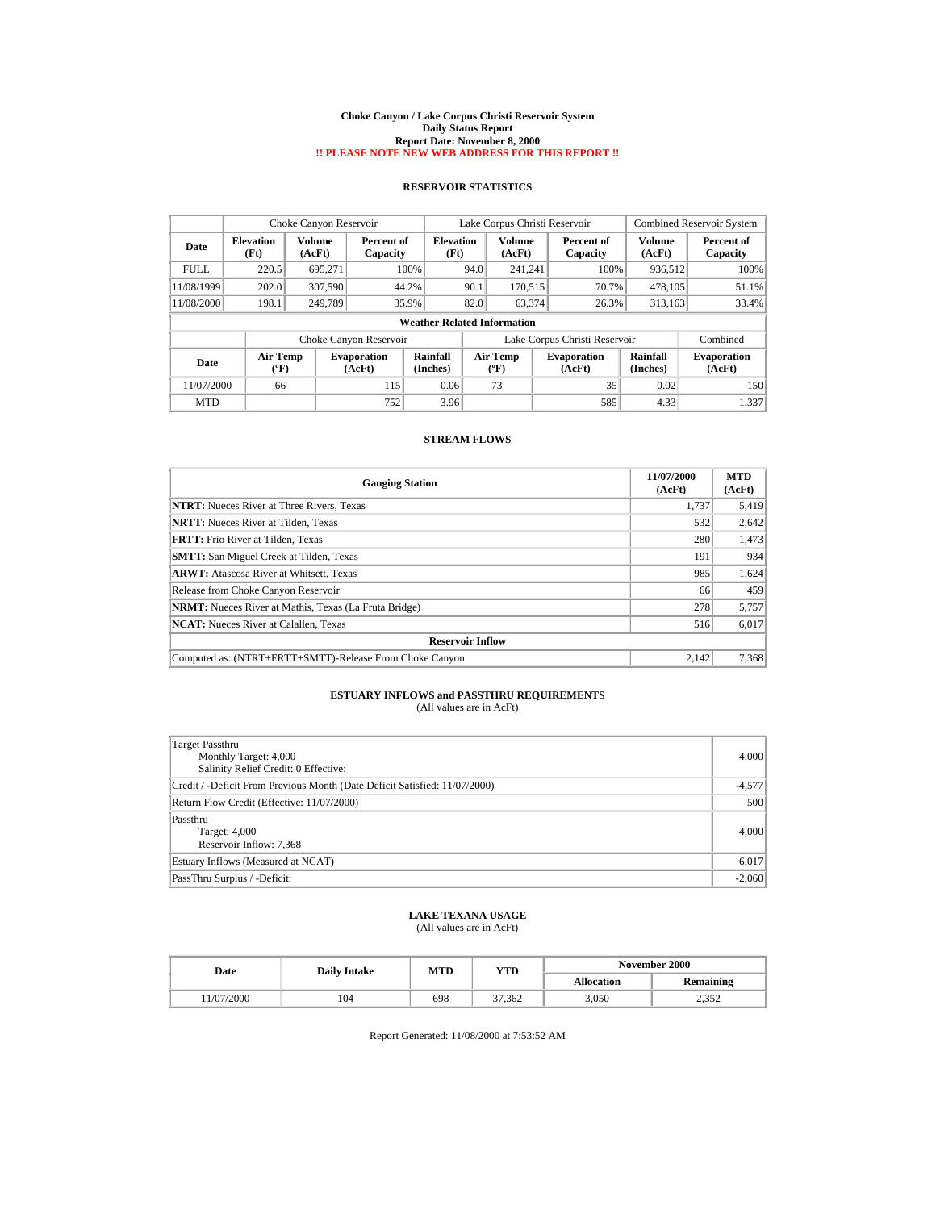**Choke Canyon / Lake Corpus Christi Reservoir System**
**Daily Status Report**
**Report Date: November 8, 2000**
**!! PLEASE NOTE NEW WEB ADDRESS FOR THIS REPORT !!**

## RESERVOIR STATISTICS

| | Choke Canyon Reservoir | | | Lake Corpus Christi Reservoir | | | Combined Reservoir System | |
|---|---|---|---|---|---|---|---|---|
| Date | Elevation (Ft) | Volume (AcFt) | Percent of Capacity | Elevation (Ft) | Volume (AcFt) | Percent of Capacity | Volume (AcFt) | Percent of Capacity |
| FULL | 220.5 | 695,271 | 100% | 94.0 | 241,241 | 100% | 936,512 | 100% |
| 11/08/1999 | 202.0 | 307,590 | 44.2% | 90.1 | 170,515 | 70.7% | 478,105 | 51.1% |
| 11/08/2000 | 198.1 | 249,789 | 35.9% | 82.0 | 63,374 | 26.3% | 313,163 | 33.4% |

**Weather Related Information**

| | Choke Canyon Reservoir | | | Lake Corpus Christi Reservoir | | | Combined |
|---|---|---|---|---|---|---|---|
| Date | Air Temp (°F) | Evaporation (AcFt) | Rainfall (Inches) | Air Temp (°F) | Evaporation (AcFt) | Rainfall (Inches) | Evaporation (AcFt) |
| 11/07/2000 | 66 | 115 | 0.06 | 73 | 35 | 0.02 | 150 |
| MTD | | 752 | 3.96 | | 585 | 4.33 | 1,337 |

## STREAM FLOWS

| Gauging Station | 11/07/2000 (AcFt) | MTD (AcFt) |
|---|---|---|
| **NTRT:** Nueces River at Three Rivers, Texas | 1,737 | 5,419 |
| **NRTT:** Nueces River at Tilden, Texas | 532 | 2,642 |
| **FRTT:** Frio River at Tilden, Texas | 280 | 1,473 |
| **SMTT:** San Miguel Creek at Tilden, Texas | 191 | 934 |
| **ARWT:** Atascosa River at Whitsett, Texas | 985 | 1,624 |
| Release from Choke Canyon Reservoir | 66 | 459 |
| **NRMT:** Nueces River at Mathis, Texas (La Fruta Bridge) | 278 | 5,757 |
| **NCAT:** Nueces River at Calallen, Texas | 516 | 6,017 |
| **Reservoir Inflow** | | |
| Computed as: (NTRT+FRTT+SMTT)-Release From Choke Canyon | 2,142 | 7,368 |

## ESTUARY INFLOWS and PASSTHRU REQUIREMENTS

(All values are in AcFt)

| | |
|---|---|
| Target Passthru<br>Monthly Target: 4,000<br>Salinity Relief Credit: 0 Effective: | 4,000 |
| Credit / -Deficit From Previous Month (Date Deficit Satisfied: 11/07/2000) | -4,577 |
| Return Flow Credit (Effective: 11/07/2000) | 500 |
| Passthru<br>Target: 4,000<br>Reservoir Inflow: 7,368 | 4,000 |
| Estuary Inflows (Measured at NCAT) | 6,017 |
| PassThru Surplus / -Deficit: | -2,060 |

## LAKE TEXANA USAGE

(All values are in AcFt)

| Date | Daily Intake | MTD | YTD | November 2000 | |
|---|---|---|---|---|---|
| | | | | Allocation | Remaining |
| 11/07/2000 | 104 | 698 | 37,362 | 3,050 | 2,352 |

Report Generated: 11/08/2000 at 7:53:52 AM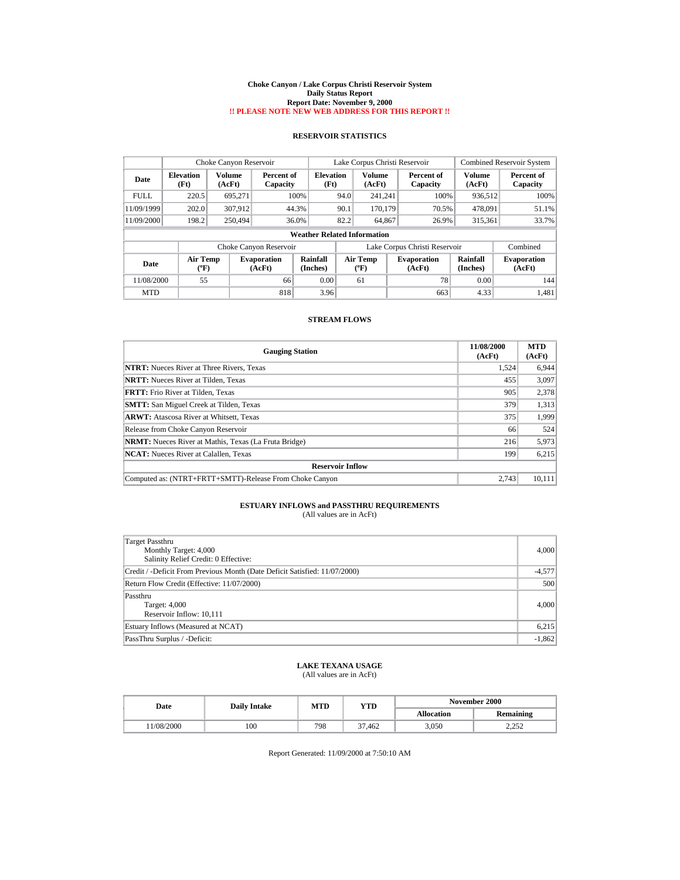# Choke Canyon / Lake Corpus Christi Reservoir System
## Daily Status Report
## Report Date: November 9, 2000
## !! PLEASE NOTE NEW WEB ADDRESS FOR THIS REPORT !!

### RESERVOIR STATISTICS

| | Choke Canyon Reservoir | | | Lake Corpus Christi Reservoir | | | Combined Reservoir System | |
|---|---|---|---|---|---|---|---|---|
| Date | Elevation (Ft) | Volume (AcFt) | Percent of Capacity | Elevation (Ft) | Volume (AcFt) | Percent of Capacity | Volume (AcFt) | Percent of Capacity |
| FULL | 220.5 | 695,271 | 100% | 94.0 | 241,241 | 100% | 936,512 | 100% |
| 11/09/1999 | 202.0 | 307,912 | 44.3% | 90.1 | 170,179 | 70.5% | 478,091 | 51.1% |
| 11/09/2000 | 198.2 | 250,494 | 36.0% | 82.2 | 64,867 | 26.9% | 315,361 | 33.7% |

**Weather Related Information**

| | Choke Canyon Reservoir | | | Lake Corpus Christi Reservoir | | | Combined |
|---|---|---|---|---|---|---|---|
| Date | Air Temp (°F) | Evaporation (AcFt) | Rainfall (Inches) | Air Temp (°F) | Evaporation (AcFt) | Rainfall (Inches) | Evaporation (AcFt) |
| 11/08/2000 | 55 | 66 | 0.00 | 61 | 78 | 0.00 | 144 |
| MTD | | 818 | 3.96 | | 663 | 4.33 | 1,481 |

### STREAM FLOWS

| Gauging Station | 11/08/2000 (AcFt) | MTD (AcFt) |
|---|---|---|
| **NTRT:** Nueces River at Three Rivers, Texas | 1,524 | 6,944 |
| **NRTT:** Nueces River at Tilden, Texas | 455 | 3,097 |
| **FRTT:** Frio River at Tilden, Texas | 905 | 2,378 |
| **SMTT:** San Miguel Creek at Tilden, Texas | 379 | 1,313 |
| **ARWT:** Atascosa River at Whitsett, Texas | 375 | 1,999 |
| Release from Choke Canyon Reservoir | 66 | 524 |
| **NRMT:** Nueces River at Mathis, Texas (La Fruta Bridge) | 216 | 5,973 |
| **NCAT:** Nueces River at Calallen, Texas | 199 | 6,215 |
| **Reservoir Inflow** | | |
| Computed as: (NTRT+FRTT+SMTT)-Release From Choke Canyon | 2,743 | 10,111 |

### ESTUARY INFLOWS and PASSTHRU REQUIREMENTS
(All values are in AcFt)

| | |
|---|---|
| Target Passthru<br>Monthly Target: 4,000<br>Salinity Relief Credit: 0 Effective: | 4,000 |
| Credit / -Deficit From Previous Month (Date Deficit Satisfied: 11/07/2000) | -4,577 |
| Return Flow Credit (Effective: 11/07/2000) | 500 |
| Passthru<br>Target: 4,000<br>Reservoir Inflow: 10,111 | 4,000 |
| Estuary Inflows (Measured at NCAT) | 6,215 |
| PassThru Surplus / -Deficit: | -1,862 |

### LAKE TEXANA USAGE
(All values are in AcFt)

| Date | Daily Intake | MTD | YTD | November 2000 | |
|---|---|---|---|---|---|
| | | | | Allocation | Remaining |
| 11/08/2000 | 100 | 798 | 37,462 | 3,050 | 2,252 |

Report Generated: 11/09/2000 at 7:50:10 AM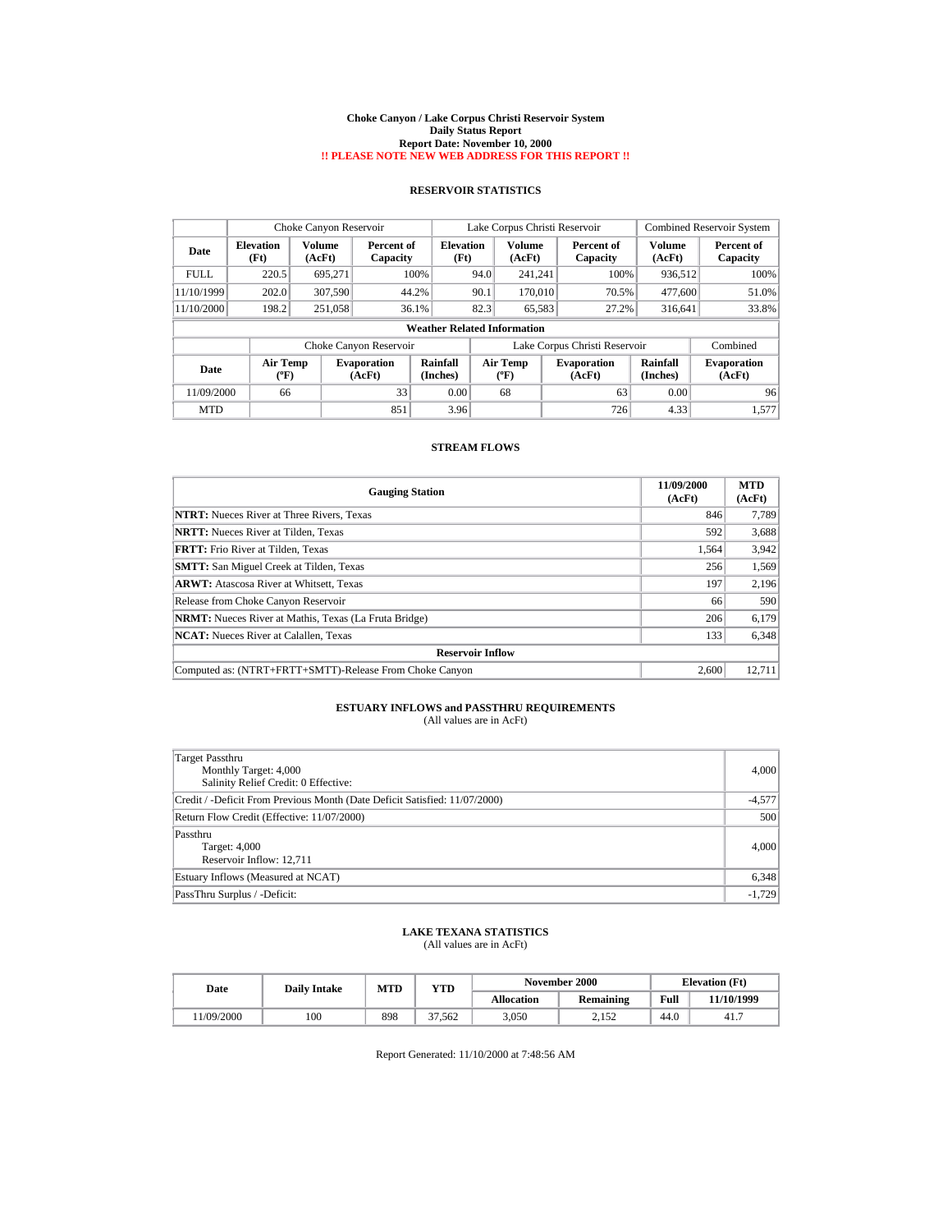# Choke Canyon / Lake Corpus Christi Reservoir System
## Daily Status Report
### Report Date: November 10, 2000
**!! PLEASE NOTE NEW WEB ADDRESS FOR THIS REPORT !!**

## RESERVOIR STATISTICS

| | Choke Canyon Reservoir | | | Lake Corpus Christi Reservoir | | | Combined Reservoir System | |
|---|---|---|---|---|---|---|---|---|
| Date | Elevation (Ft) | Volume (AcFt) | Percent of Capacity | Elevation (Ft) | Volume (AcFt) | Percent of Capacity | Volume (AcFt) | Percent of Capacity |
| FULL | 220.5 | 695,271 | 100% | 94.0 | 241,241 | 100% | 936,512 | 100% |
| 11/10/1999 | 202.0 | 307,590 | 44.2% | 90.1 | 170,010 | 70.5% | 477,600 | 51.0% |
| 11/10/2000 | 198.2 | 251,058 | 36.1% | 82.3 | 65,583 | 27.2% | 316,641 | 33.8% |

**Weather Related Information**

| | Choke Canyon Reservoir | | | Lake Corpus Christi Reservoir | | | Combined |
|---|---|---|---|---|---|---|---|
| Date | Air Temp (ºF) | Evaporation (AcFt) | Rainfall (Inches) | Air Temp (ºF) | Evaporation (AcFt) | Rainfall (Inches) | Evaporation (AcFt) |
| 11/09/2000 | 66 | 33 | 0.00 | 68 | 63 | 0.00 | 96 |
| MTD | | 851 | 3.96 | | 726 | 4.33 | 1,577 |

## STREAM FLOWS

| Gauging Station | 11/09/2000 (AcFt) | MTD (AcFt) |
|---|---|---|
| **NTRT:** Nueces River at Three Rivers, Texas | 846 | 7,789 |
| **NRTT:** Nueces River at Tilden, Texas | 592 | 3,688 |
| **FRTT:** Frio River at Tilden, Texas | 1,564 | 3,942 |
| **SMTT:** San Miguel Creek at Tilden, Texas | 256 | 1,569 |
| **ARWT:** Atascosa River at Whitsett, Texas | 197 | 2,196 |
| Release from Choke Canyon Reservoir | 66 | 590 |
| **NRMT:** Nueces River at Mathis, Texas (La Fruta Bridge) | 206 | 6,179 |
| **NCAT:** Nueces River at Calallen, Texas | 133 | 6,348 |
| **Reservoir Inflow** | | |
| Computed as: (NTRT+FRTT+SMTT)-Release From Choke Canyon | 2,600 | 12,711 |

## ESTUARY INFLOWS and PASSTHRU REQUIREMENTS
(All values are in AcFt)

| | |
|---|---|
| Target Passthru<br>Monthly Target: 4,000<br>Salinity Relief Credit: 0 Effective: | 4,000 |
| Credit / -Deficit From Previous Month (Date Deficit Satisfied: 11/07/2000) | -4,577 |
| Return Flow Credit (Effective: 11/07/2000) | 500 |
| Passthru<br>Target: 4,000<br>Reservoir Inflow: 12,711 | 4,000 |
| Estuary Inflows (Measured at NCAT) | 6,348 |
| PassThru Surplus / -Deficit: | -1,729 |

## LAKE TEXANA STATISTICS
(All values are in AcFt)

| Date | Daily Intake | MTD | YTD | November 2000 | | Elevation (Ft) | |
|---|---|---|---|---|---|---|---|
| | | | | Allocation | Remaining | Full | 11/10/1999 |
| 11/09/2000 | 100 | 898 | 37,562 | 3,050 | 2,152 | 44.0 | 41.7 |

Report Generated: 11/10/2000 at 7:48:56 AM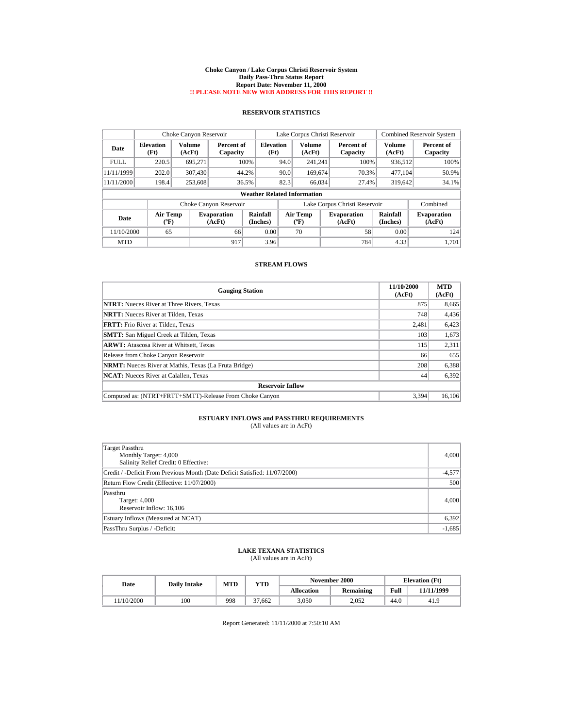# Choke Canyon / Lake Corpus Christi Reservoir System
## Daily Pass-Thru Status Report
## Report Date: November 11, 2000
## !! PLEASE NOTE NEW WEB ADDRESS FOR THIS REPORT !!

### RESERVOIR STATISTICS

| Date | Choke Canyon Reservoir | | | Lake Corpus Christi Reservoir | | | Combined Reservoir System | |
|---|---|---|---|---|---|---|---|---|
| | Elevation (Ft) | Volume (AcFt) | Percent of Capacity | Elevation (Ft) | Volume (AcFt) | Percent of Capacity | Volume (AcFt) | Percent of Capacity |
| FULL | 220.5 | 695,271 | 100% | 94.0 | 241,241 | 100% | 936,512 | 100% |
| 11/11/1999 | 202.0 | 307,430 | 44.2% | 90.0 | 169,674 | 70.3% | 477,104 | 50.9% |
| 11/11/2000 | 198.4 | 253,608 | 36.5% | 82.3 | 66,034 | 27.4% | 319,642 | 34.1% |

**Weather Related Information**

| Date | Choke Canyon Reservoir | | | Lake Corpus Christi Reservoir | | | Combined |
|---|---|---|---|---|---|---|---|
| | Air Temp (ºF) | Evaporation (AcFt) | Rainfall (Inches) | Air Temp (ºF) | Evaporation (AcFt) | Rainfall (Inches) | Evaporation (AcFt) |
| 11/10/2000 | 65 | 66 | 0.00 | 70 | 58 | 0.00 | 124 |
| MTD | | 917 | 3.96 | | 784 | 4.33 | 1,701 |

### STREAM FLOWS

| Gauging Station | 11/10/2000 (AcFt) | MTD (AcFt) |
|---|---|---|
| **NTRT:** Nueces River at Three Rivers, Texas | 875 | 8,665 |
| **NRTT:** Nueces River at Tilden, Texas | 748 | 4,436 |
| **FRTT:** Frio River at Tilden, Texas | 2,481 | 6,423 |
| **SMTT:** San Miguel Creek at Tilden, Texas | 103 | 1,673 |
| **ARWT:** Atascosa River at Whitsett, Texas | 115 | 2,311 |
| Release from Choke Canyon Reservoir | 66 | 655 |
| **NRMT:** Nueces River at Mathis, Texas (La Fruta Bridge) | 208 | 6,388 |
| **NCAT:** Nueces River at Calallen, Texas | 44 | 6,392 |
| **Reservoir Inflow** | | |
| Computed as: (NTRT+FRTT+SMTT)-Release From Choke Canyon | 3,394 | 16,106 |

### ESTUARY INFLOWS and PASSTHRU REQUIREMENTS
(All values are in AcFt)

| | |
|---|---|
| Target Passthru<br>Monthly Target: 4,000<br>Salinity Relief Credit: 0 Effective: | 4,000 |
| Credit / -Deficit From Previous Month (Date Deficit Satisfied: 11/07/2000) | -4,577 |
| Return Flow Credit (Effective: 11/07/2000) | 500 |
| Passthru<br>Target: 4,000<br>Reservoir Inflow: 16,106 | 4,000 |
| Estuary Inflows (Measured at NCAT) | 6,392 |
| PassThru Surplus / -Deficit: | -1,685 |

### LAKE TEXANA STATISTICS
(All values are in AcFt)

| Date | Daily Intake | MTD | YTD | November 2000 | | Elevation (Ft) | |
|---|---|---|---|---|---|---|---|
| | | | | Allocation | Remaining | Full | 11/11/1999 |
| 11/10/2000 | 100 | 998 | 37,662 | 3,050 | 2,052 | 44.0 | 41.9 |

Report Generated: 11/11/2000 at 7:50:10 AM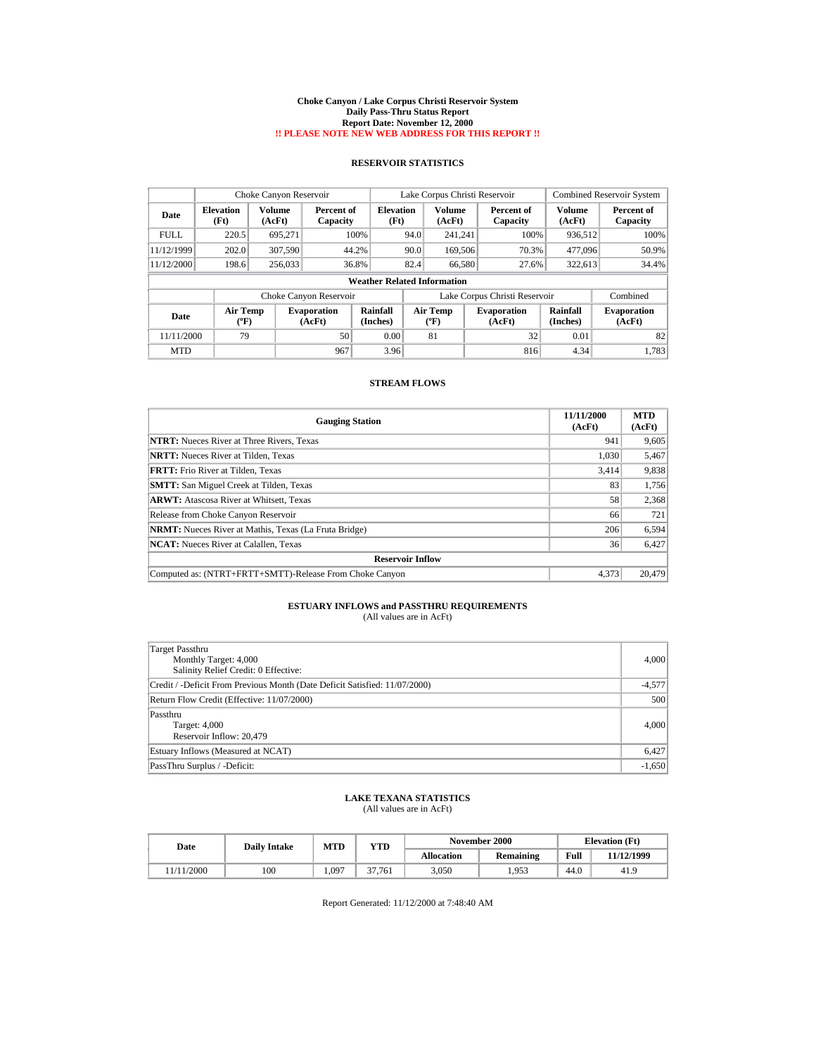# Choke Canyon / Lake Corpus Christi Reservoir System
## Daily Pass-Thru Status Report
## Report Date: November 12, 2000
**!! PLEASE NOTE NEW WEB ADDRESS FOR THIS REPORT !!**

### RESERVOIR STATISTICS

| Date | Choke Canyon Reservoir | | | Lake Corpus Christi Reservoir | | | Combined Reservoir System | |
|---|---|---|---|---|---|---|---|---|
| | Elevation (Ft) | Volume (AcFt) | Percent of Capacity | Elevation (Ft) | Volume (AcFt) | Percent of Capacity | Volume (AcFt) | Percent of Capacity |
| FULL | 220.5 | 695,271 | 100% | 94.0 | 241,241 | 100% | 936,512 | 100% |
| 11/12/1999 | 202.0 | 307,590 | 44.2% | 90.0 | 169,506 | 70.3% | 477,096 | 50.9% |
| 11/12/2000 | 198.6 | 256,033 | 36.8% | 82.4 | 66,580 | 27.6% | 322,613 | 34.4% |

**Weather Related Information**

| Date | Choke Canyon Reservoir | | | Lake Corpus Christi Reservoir | | | Combined |
|---|---|---|---|---|---|---|---|
| | Air Temp (°F) | Evaporation (AcFt) | Rainfall (Inches) | Air Temp (°F) | Evaporation (AcFt) | Rainfall (Inches) | Evaporation (AcFt) |
| 11/11/2000 | 79 | 50 | 0.00 | 81 | 32 | 0.01 | 82 |
| MTD | | 967 | 3.96 | | 816 | 4.34 | 1,783 |

### STREAM FLOWS

| Gauging Station | 11/11/2000 (AcFt) | MTD (AcFt) |
|---|---|---|
| **NTRT:** Nueces River at Three Rivers, Texas | 941 | 9,605 |
| **NRTT:** Nueces River at Tilden, Texas | 1,030 | 5,467 |
| **FRTT:** Frio River at Tilden, Texas | 3,414 | 9,838 |
| **SMTT:** San Miguel Creek at Tilden, Texas | 83 | 1,756 |
| **ARWT:** Atascosa River at Whitsett, Texas | 58 | 2,368 |
| Release from Choke Canyon Reservoir | 66 | 721 |
| **NRMT:** Nueces River at Mathis, Texas (La Fruta Bridge) | 206 | 6,594 |
| **NCAT:** Nueces River at Calallen, Texas | 36 | 6,427 |
| **Reservoir Inflow** | | |
| Computed as: (NTRT+FRTT+SMTT)-Release From Choke Canyon | 4,373 | 20,479 |

### ESTUARY INFLOWS and PASSTHRU REQUIREMENTS
(All values are in AcFt)

| | |
|---|---|
| Target Passthru<br>Monthly Target: 4,000<br>Salinity Relief Credit: 0 Effective: | 4,000 |
| Credit / -Deficit From Previous Month (Date Deficit Satisfied: 11/07/2000) | -4,577 |
| Return Flow Credit (Effective: 11/07/2000) | 500 |
| Passthru<br>Target: 4,000<br>Reservoir Inflow: 20,479 | 4,000 |
| Estuary Inflows (Measured at NCAT) | 6,427 |
| PassThru Surplus / -Deficit: | -1,650 |

### LAKE TEXANA STATISTICS
(All values are in AcFt)

| Date | Daily Intake | MTD | YTD | November 2000 | | Elevation (Ft) | |
|---|---|---|---|---|---|---|---|
| | | | | Allocation | Remaining | Full | 11/12/1999 |
| 11/11/2000 | 100 | 1,097 | 37,761 | 3,050 | 1,953 | 44.0 | 41.9 |

Report Generated: 11/12/2000 at 7:48:40 AM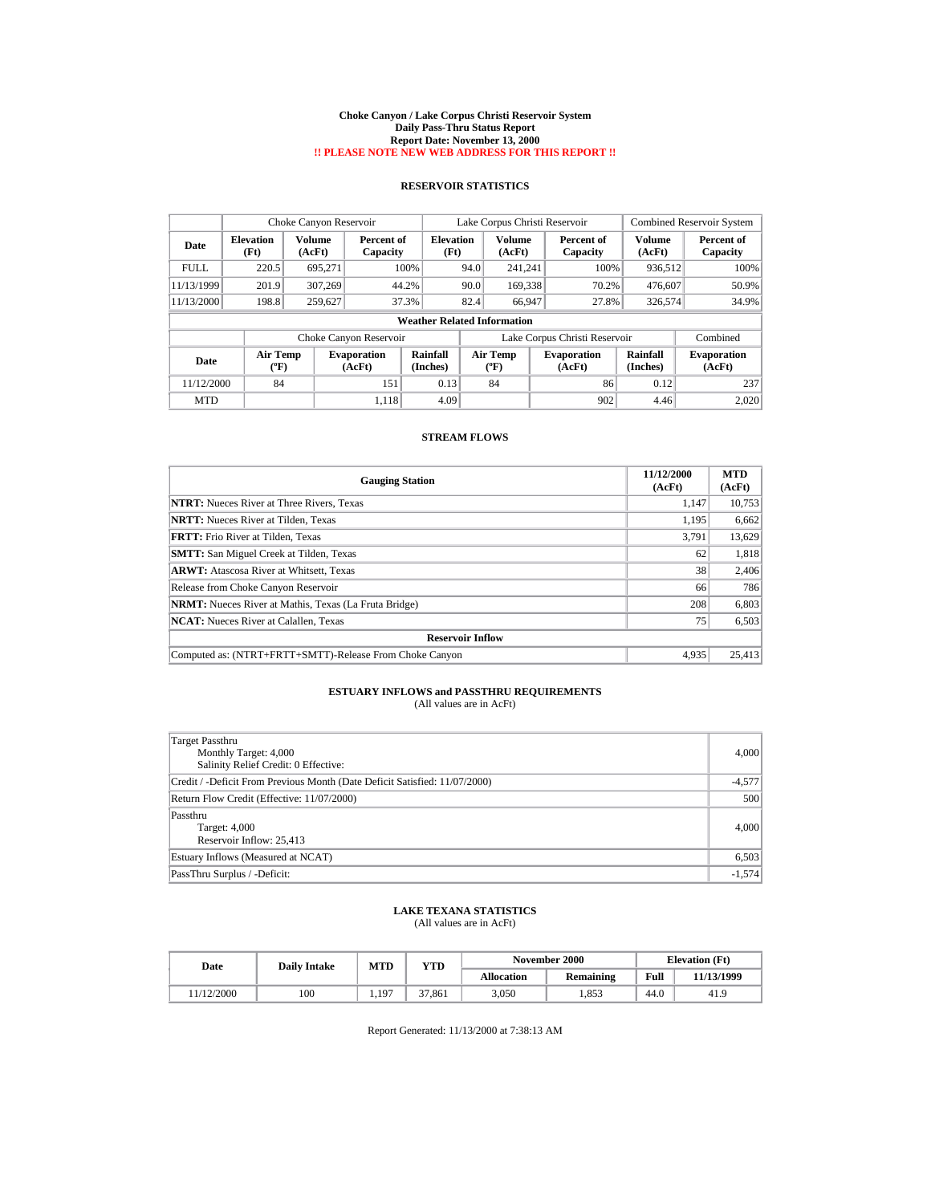# Choke Canyon / Lake Corpus Christi Reservoir System
## Daily Pass-Thru Status Report
## Report Date: November 13, 2000
## !! PLEASE NOTE NEW WEB ADDRESS FOR THIS REPORT !!

### RESERVOIR STATISTICS

| Date | Choke Canyon Reservoir | | | Lake Corpus Christi Reservoir | | | Combined Reservoir System | |
|---|---|---|---|---|---|---|---|---|
| | Elevation (Ft) | Volume (AcFt) | Percent of Capacity | Elevation (Ft) | Volume (AcFt) | Percent of Capacity | Volume (AcFt) | Percent of Capacity |
| FULL | 220.5 | 695,271 | 100% | 94.0 | 241,241 | 100% | 936,512 | 100% |
| 11/13/1999 | 201.9 | 307,269 | 44.2% | 90.0 | 169,338 | 70.2% | 476,607 | 50.9% |
| 11/13/2000 | 198.8 | 259,627 | 37.3% | 82.4 | 66,947 | 27.8% | 326,574 | 34.9% |

**Weather Related Information**

| Date | Choke Canyon Reservoir | | | Lake Corpus Christi Reservoir | | | Combined |
|---|---|---|---|---|---|---|---|
| | Air Temp (ºF) | Evaporation (AcFt) | Rainfall (Inches) | Air Temp (ºF) | Evaporation (AcFt) | Rainfall (Inches) | Evaporation (AcFt) |
| 11/12/2000 | 84 | 151 | 0.13 | 84 | 86 | 0.12 | 237 |
| MTD | | 1,118 | 4.09 | | 902 | 4.46 | 2,020 |

### STREAM FLOWS

| Gauging Station | 11/12/2000 (AcFt) | MTD (AcFt) |
|---|---|---|
| **NTRT:** Nueces River at Three Rivers, Texas | 1,147 | 10,753 |
| **NRTT:** Nueces River at Tilden, Texas | 1,195 | 6,662 |
| **FRTT:** Frio River at Tilden, Texas | 3,791 | 13,629 |
| **SMTT:** San Miguel Creek at Tilden, Texas | 62 | 1,818 |
| **ARWT:** Atascosa River at Whitsett, Texas | 38 | 2,406 |
| Release from Choke Canyon Reservoir | 66 | 786 |
| **NRMT:** Nueces River at Mathis, Texas (La Fruta Bridge) | 208 | 6,803 |
| **NCAT:** Nueces River at Calallen, Texas | 75 | 6,503 |
| **Reservoir Inflow** | | |
| Computed as: (NTRT+FRTT+SMTT)-Release From Choke Canyon | 4,935 | 25,413 |

### ESTUARY INFLOWS and PASSTHRU REQUIREMENTS
(All values are in AcFt)

| | |
|---|---|
| Target Passthru<br>Monthly Target: 4,000<br>Salinity Relief Credit: 0 Effective: | 4,000 |
| Credit / -Deficit From Previous Month (Date Deficit Satisfied: 11/07/2000) | -4,577 |
| Return Flow Credit (Effective: 11/07/2000) | 500 |
| Passthru<br>Target: 4,000<br>Reservoir Inflow: 25,413 | 4,000 |
| Estuary Inflows (Measured at NCAT) | 6,503 |
| PassThru Surplus / -Deficit: | -1,574 |

### LAKE TEXANA STATISTICS
(All values are in AcFt)

| Date | Daily Intake | MTD | YTD | November 2000 | | Elevation (Ft) | |
|---|---|---|---|---|---|---|---|
| | | | | Allocation | Remaining | Full | 11/13/1999 |
| 11/12/2000 | 100 | 1,197 | 37,861 | 3,050 | 1,853 | 44.0 | 41.9 |

Report Generated: 11/13/2000 at 7:38:13 AM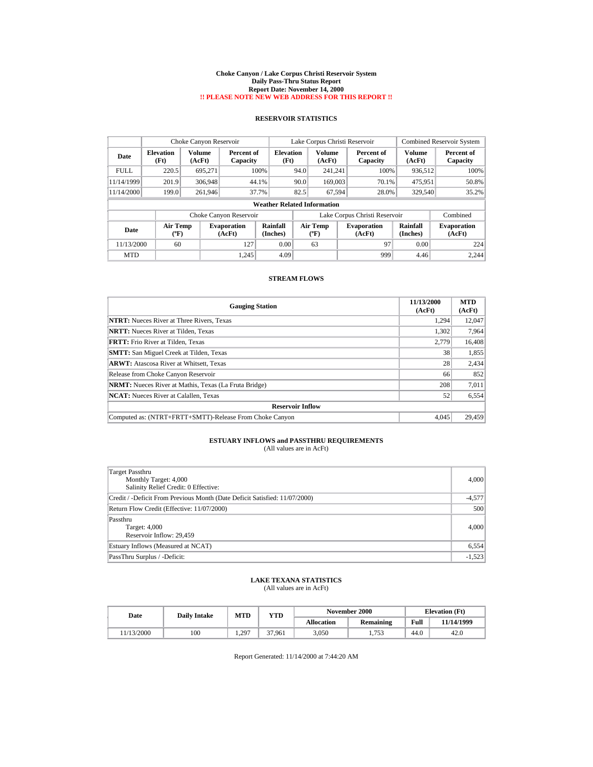# Choke Canyon / Lake Corpus Christi Reservoir System
## Daily Pass-Thru Status Report
## Report Date: November 14, 2000
## !! PLEASE NOTE NEW WEB ADDRESS FOR THIS REPORT !!

### RESERVOIR STATISTICS

| | Choke Canyon Reservoir | | | Lake Corpus Christi Reservoir | | | Combined Reservoir System | |
|---|---|---|---|---|---|---|---|---|
| Date | Elevation (Ft) | Volume (AcFt) | Percent of Capacity | Elevation (Ft) | Volume (AcFt) | Percent of Capacity | Volume (AcFt) | Percent of Capacity |
| FULL | 220.5 | 695,271 | 100% | 94.0 | 241,241 | 100% | 936,512 | 100% |
| 11/14/1999 | 201.9 | 306,948 | 44.1% | 90.0 | 169,003 | 70.1% | 475,951 | 50.8% |
| 11/14/2000 | 199.0 | 261,946 | 37.7% | 82.5 | 67,594 | 28.0% | 329,540 | 35.2% |

**Weather Related Information**

| | Choke Canyon Reservoir | | | Lake Corpus Christi Reservoir | | | Combined |
|---|---|---|---|---|---|---|---|
| Date | Air Temp (°F) | Evaporation (AcFt) | Rainfall (Inches) | Air Temp (°F) | Evaporation (AcFt) | Rainfall (Inches) | Evaporation (AcFt) |
| 11/13/2000 | 60 | 127 | 0.00 | 63 | 97 | 0.00 | 224 |
| MTD | | 1,245 | 4.09 | | 999 | 4.46 | 2,244 |

### STREAM FLOWS

| Gauging Station | 11/13/2000 (AcFt) | MTD (AcFt) |
|---|---|---|
| **NTRT:** Nueces River at Three Rivers, Texas | 1,294 | 12,047 |
| **NRTT:** Nueces River at Tilden, Texas | 1,302 | 7,964 |
| **FRTT:** Frio River at Tilden, Texas | 2,779 | 16,408 |
| **SMTT:** San Miguel Creek at Tilden, Texas | 38 | 1,855 |
| **ARWT:** Atascosa River at Whitsett, Texas | 28 | 2,434 |
| Release from Choke Canyon Reservoir | 66 | 852 |
| **NRMT:** Nueces River at Mathis, Texas (La Fruta Bridge) | 208 | 7,011 |
| **NCAT:** Nueces River at Calallen, Texas | 52 | 6,554 |
| **Reservoir Inflow** | | |
| Computed as: (NTRT+FRTT+SMTT)-Release From Choke Canyon | 4,045 | 29,459 |

### ESTUARY INFLOWS and PASSTHRU REQUIREMENTS
(All values are in AcFt)

| | |
|---|---|
| Target Passthru<br>Monthly Target: 4,000<br>Salinity Relief Credit: 0 Effective: | 4,000 |
| Credit / -Deficit From Previous Month (Date Deficit Satisfied: 11/07/2000) | -4,577 |
| Return Flow Credit (Effective: 11/07/2000) | 500 |
| Passthru<br>Target: 4,000<br>Reservoir Inflow: 29,459 | 4,000 |
| Estuary Inflows (Measured at NCAT) | 6,554 |
| PassThru Surplus / -Deficit: | -1,523 |

### LAKE TEXANA STATISTICS
(All values are in AcFt)

| Date | Daily Intake | MTD | YTD | November 2000 | | Elevation (Ft) | |
|---|---|---|---|---|---|---|---|
| | | | | Allocation | Remaining | Full | 11/14/1999 |
| 11/13/2000 | 100 | 1,297 | 37,961 | 3,050 | 1,753 | 44.0 | 42.0 |

Report Generated: 11/14/2000 at 7:44:20 AM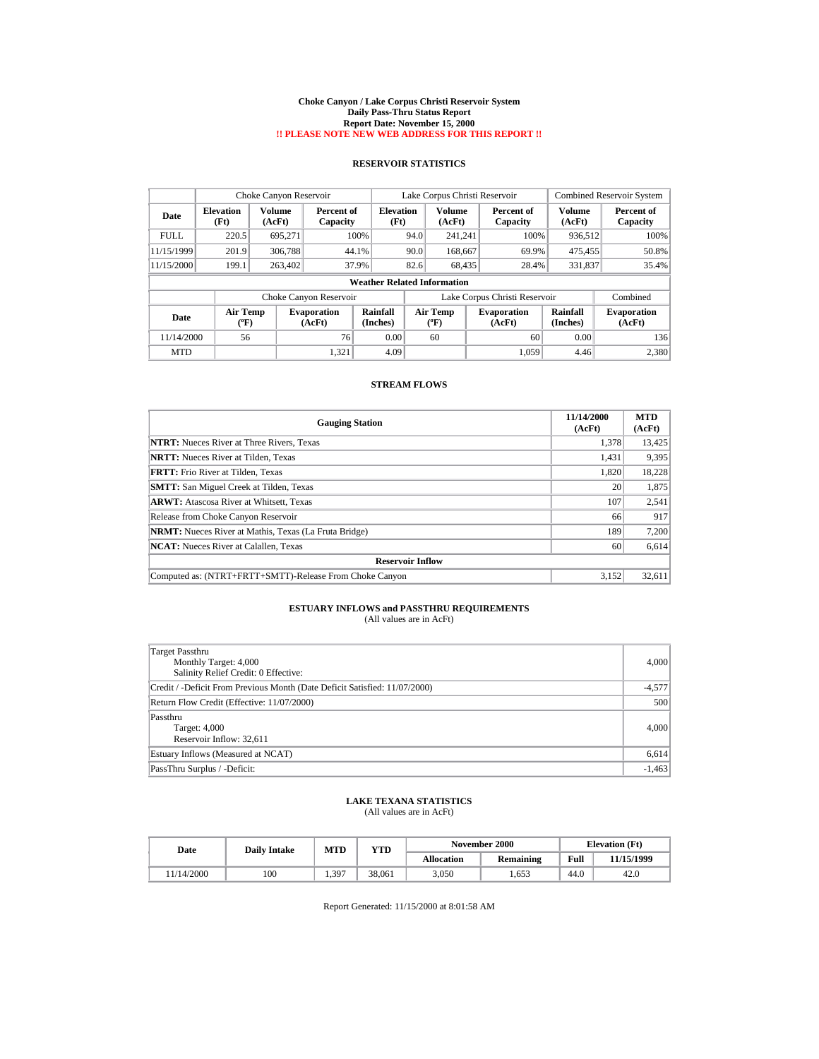# Choke Canyon / Lake Corpus Christi Reservoir System
## Daily Pass-Thru Status Report
## Report Date: November 15, 2000
## !! PLEASE NOTE NEW WEB ADDRESS FOR THIS REPORT !!

### RESERVOIR STATISTICS

| Date | Choke Canyon Reservoir | | | Lake Corpus Christi Reservoir | | | Combined Reservoir System | |
|---|---|---|---|---|---|---|---|---|
| | Elevation (Ft) | Volume (AcFt) | Percent of Capacity | Elevation (Ft) | Volume (AcFt) | Percent of Capacity | Volume (AcFt) | Percent of Capacity |
| FULL | 220.5 | 695,271 | 100% | 94.0 | 241,241 | 100% | 936,512 | 100% |
| 11/15/1999 | 201.9 | 306,788 | 44.1% | 90.0 | 168,667 | 69.9% | 475,455 | 50.8% |
| 11/15/2000 | 199.1 | 263,402 | 37.9% | 82.6 | 68,435 | 28.4% | 331,837 | 35.4% |

**Weather Related Information**

| Date | Choke Canyon Reservoir | | | Lake Corpus Christi Reservoir | | | Combined |
|---|---|---|---|---|---|---|---|
| | Air Temp (°F) | Evaporation (AcFt) | Rainfall (Inches) | Air Temp (°F) | Evaporation (AcFt) | Rainfall (Inches) | Evaporation (AcFt) |
| 11/14/2000 | 56 | 76 | 0.00 | 60 | 60 | 0.00 | 136 |
| MTD | | 1,321 | 4.09 | | 1,059 | 4.46 | 2,380 |

### STREAM FLOWS

| Gauging Station | 11/14/2000 (AcFt) | MTD (AcFt) |
|---|---|---|
| **NTRT:** Nueces River at Three Rivers, Texas | 1,378 | 13,425 |
| **NRTT:** Nueces River at Tilden, Texas | 1,431 | 9,395 |
| **FRTT:** Frio River at Tilden, Texas | 1,820 | 18,228 |
| **SMTT:** San Miguel Creek at Tilden, Texas | 20 | 1,875 |
| **ARWT:** Atascosa River at Whitsett, Texas | 107 | 2,541 |
| Release from Choke Canyon Reservoir | 66 | 917 |
| **NRMT:** Nueces River at Mathis, Texas (La Fruta Bridge) | 189 | 7,200 |
| **NCAT:** Nueces River at Calallen, Texas | 60 | 6,614 |
| **Reservoir Inflow** | | |
| Computed as: (NTRT+FRTT+SMTT)-Release From Choke Canyon | 3,152 | 32,611 |

### ESTUARY INFLOWS and PASSTHRU REQUIREMENTS
(All values are in AcFt)

| | |
|---|---|
| Target Passthru<br>Monthly Target: 4,000<br>Salinity Relief Credit: 0 Effective: | 4,000 |
| Credit / -Deficit From Previous Month (Date Deficit Satisfied: 11/07/2000) | -4,577 |
| Return Flow Credit (Effective: 11/07/2000) | 500 |
| Passthru<br>Target: 4,000<br>Reservoir Inflow: 32,611 | 4,000 |
| Estuary Inflows (Measured at NCAT) | 6,614 |
| PassThru Surplus / -Deficit: | -1,463 |

### LAKE TEXANA STATISTICS
(All values are in AcFt)

| Date | Daily Intake | MTD | YTD | November 2000 | | Elevation (Ft) | |
|---|---|---|---|---|---|---|---|
| | | | | Allocation | Remaining | Full | 11/15/1999 |
| 11/14/2000 | 100 | 1,397 | 38,061 | 3,050 | 1,653 | 44.0 | 42.0 |

Report Generated: 11/15/2000 at 8:01:58 AM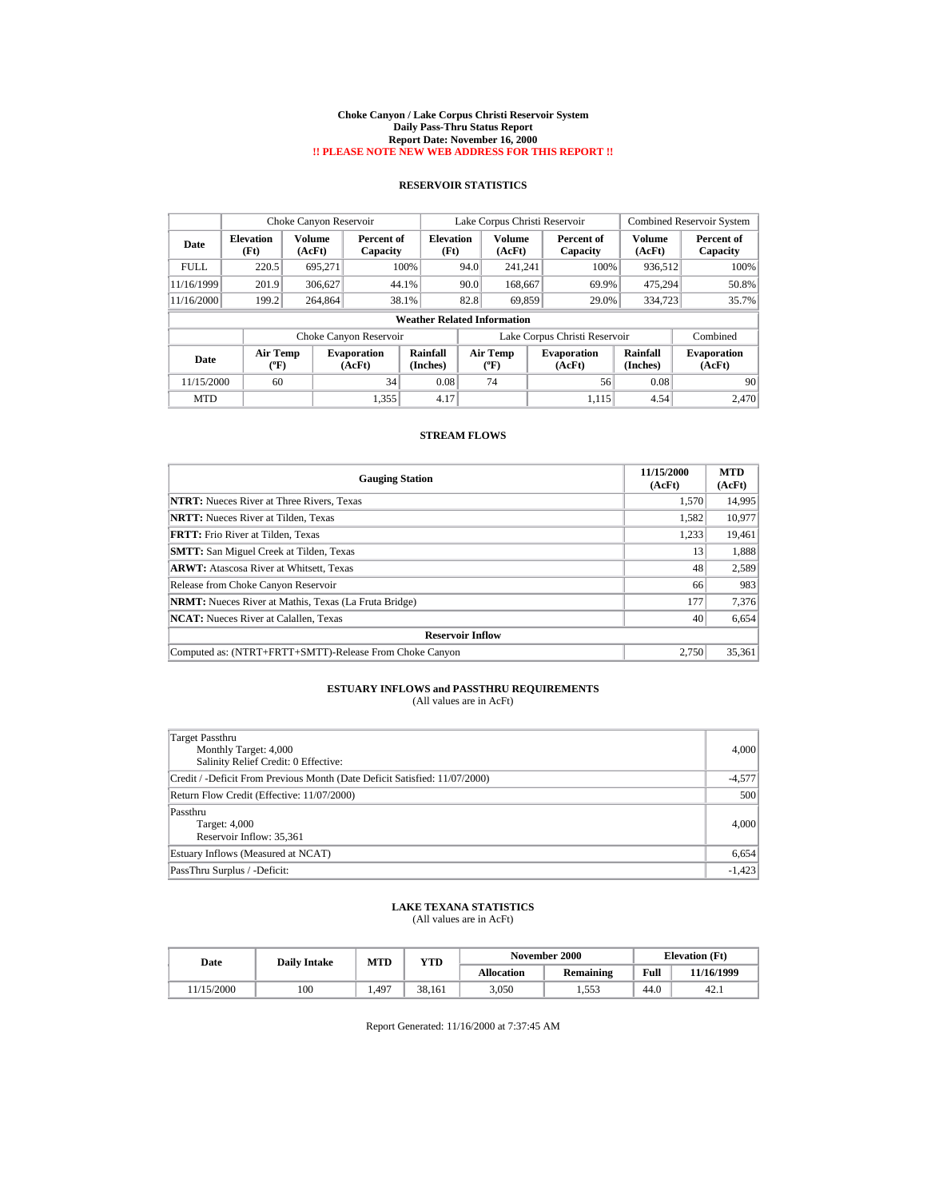# Choke Canyon / Lake Corpus Christi Reservoir System
## Daily Pass-Thru Status Report
## Report Date: November 16, 2000
## !! PLEASE NOTE NEW WEB ADDRESS FOR THIS REPORT !!

### RESERVOIR STATISTICS

| | Choke Canyon Reservoir | | | Lake Corpus Christi Reservoir | | | Combined Reservoir System | |
|---|---|---|---|---|---|---|---|---|
| Date | Elevation (Ft) | Volume (AcFt) | Percent of Capacity | Elevation (Ft) | Volume (AcFt) | Percent of Capacity | Volume (AcFt) | Percent of Capacity |
| FULL | 220.5 | 695,271 | 100% | 94.0 | 241,241 | 100% | 936,512 | 100% |
| 11/16/1999 | 201.9 | 306,627 | 44.1% | 90.0 | 168,667 | 69.9% | 475,294 | 50.8% |
| 11/16/2000 | 199.2 | 264,864 | 38.1% | 82.8 | 69,859 | 29.0% | 334,723 | 35.7% |

**Weather Related Information**

| | Choke Canyon Reservoir | | | Lake Corpus Christi Reservoir | | | Combined |
|---|---|---|---|---|---|---|---|
| Date | Air Temp (ºF) | Evaporation (AcFt) | Rainfall (Inches) | Air Temp (ºF) | Evaporation (AcFt) | Rainfall (Inches) | Evaporation (AcFt) |
| 11/15/2000 | 60 | 34 | 0.08 | 74 | 56 | 0.08 | 90 |
| MTD | | 1,355 | 4.17 | | 1,115 | 4.54 | 2,470 |

### STREAM FLOWS

| Gauging Station | 11/15/2000 (AcFt) | MTD (AcFt) |
|---|---|---|
| **NTRT:** Nueces River at Three Rivers, Texas | 1,570 | 14,995 |
| **NRTT:** Nueces River at Tilden, Texas | 1,582 | 10,977 |
| **FRTT:** Frio River at Tilden, Texas | 1,233 | 19,461 |
| **SMTT:** San Miguel Creek at Tilden, Texas | 13 | 1,888 |
| **ARWT:** Atascosa River at Whitsett, Texas | 48 | 2,589 |
| Release from Choke Canyon Reservoir | 66 | 983 |
| **NRMT:** Nueces River at Mathis, Texas (La Fruta Bridge) | 177 | 7,376 |
| **NCAT:** Nueces River at Calallen, Texas | 40 | 6,654 |
| **Reservoir Inflow** | | |
| Computed as: (NTRT+FRTT+SMTT)-Release From Choke Canyon | 2,750 | 35,361 |

### ESTUARY INFLOWS and PASSTHRU REQUIREMENTS
(All values are in AcFt)

| | |
|---|---|
| Target Passthru<br>Monthly Target: 4,000<br>Salinity Relief Credit: 0 Effective: | 4,000 |
| Credit / -Deficit From Previous Month (Date Deficit Satisfied: 11/07/2000) | -4,577 |
| Return Flow Credit (Effective: 11/07/2000) | 500 |
| Passthru<br>Target: 4,000<br>Reservoir Inflow: 35,361 | 4,000 |
| Estuary Inflows (Measured at NCAT) | 6,654 |
| PassThru Surplus / -Deficit: | -1,423 |

### LAKE TEXANA STATISTICS
(All values are in AcFt)

| Date | Daily Intake | MTD | YTD | November 2000 | | Elevation (Ft) | |
|---|---|---|---|---|---|---|---|
| | | | | Allocation | Remaining | Full | 11/16/1999 |
| 11/15/2000 | 100 | 1,497 | 38,161 | 3,050 | 1,553 | 44.0 | 42.1 |

Report Generated: 11/16/2000 at 7:37:45 AM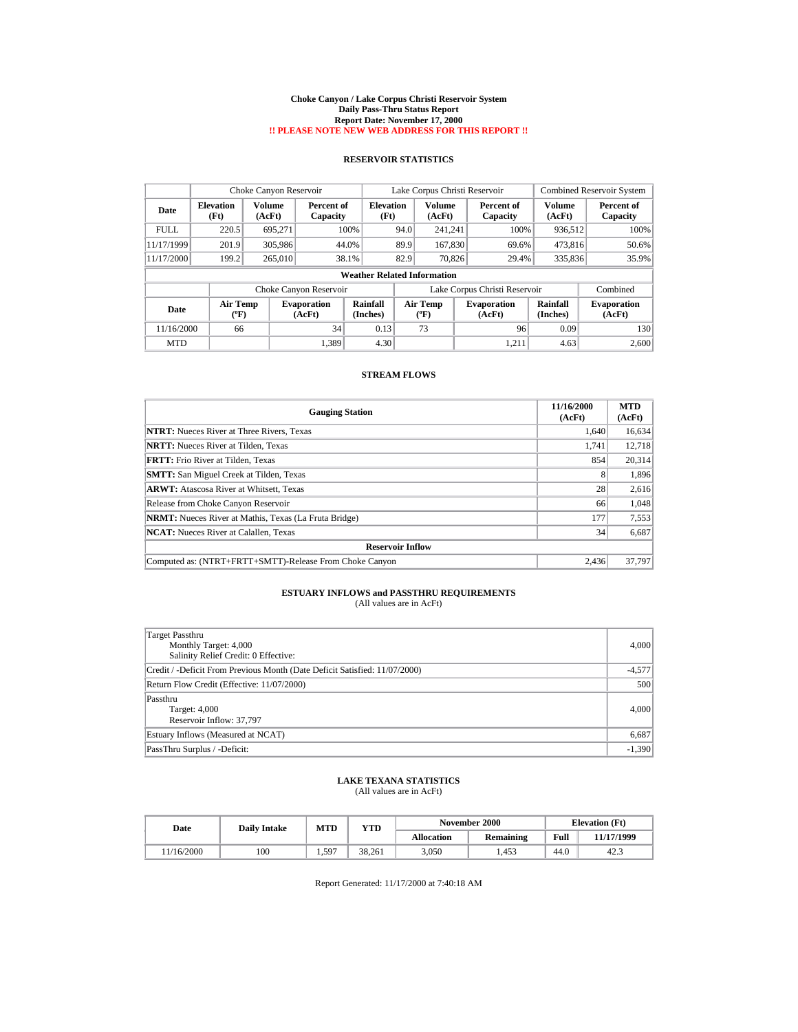# Choke Canyon / Lake Corpus Christi Reservoir System
## Daily Pass-Thru Status Report
## Report Date: November 17, 2000
**!! PLEASE NOTE NEW WEB ADDRESS FOR THIS REPORT !!**

### RESERVOIR STATISTICS

| Date | Choke Canyon Reservoir | | | Lake Corpus Christi Reservoir | | | Combined Reservoir System | |
|---|---|---|---|---|---|---|---|---|
| | Elevation (Ft) | Volume (AcFt) | Percent of Capacity | Elevation (Ft) | Volume (AcFt) | Percent of Capacity | Volume (AcFt) | Percent of Capacity |
| FULL | 220.5 | 695,271 | 100% | 94.0 | 241,241 | 100% | 936,512 | 100% |
| 11/17/1999 | 201.9 | 305,986 | 44.0% | 89.9 | 167,830 | 69.6% | 473,816 | 50.6% |
| 11/17/2000 | 199.2 | 265,010 | 38.1% | 82.9 | 70,826 | 29.4% | 335,836 | 35.9% |

**Weather Related Information**

| Date | Choke Canyon Reservoir | | | Lake Corpus Christi Reservoir | | | Combined |
|---|---|---|---|---|---|---|---|
| | Air Temp (ºF) | Evaporation (AcFt) | Rainfall (Inches) | Air Temp (ºF) | Evaporation (AcFt) | Rainfall (Inches) | Evaporation (AcFt) |
| 11/16/2000 | 66 | 34 | 0.13 | 73 | 96 | 0.09 | 130 |
| MTD | | 1,389 | 4.30 | | 1,211 | 4.63 | 2,600 |

### STREAM FLOWS

| Gauging Station | 11/16/2000 (AcFt) | MTD (AcFt) |
|---|---|---|
| **NTRT:** Nueces River at Three Rivers, Texas | 1,640 | 16,634 |
| **NRTT:** Nueces River at Tilden, Texas | 1,741 | 12,718 |
| **FRTT:** Frio River at Tilden, Texas | 854 | 20,314 |
| **SMTT:** San Miguel Creek at Tilden, Texas | 8 | 1,896 |
| **ARWT:** Atascosa River at Whitsett, Texas | 28 | 2,616 |
| Release from Choke Canyon Reservoir | 66 | 1,048 |
| **NRMT:** Nueces River at Mathis, Texas (La Fruta Bridge) | 177 | 7,553 |
| **NCAT:** Nueces River at Calallen, Texas | 34 | 6,687 |
| **Reservoir Inflow** | | |
| Computed as: (NTRT+FRTT+SMTT)-Release From Choke Canyon | 2,436 | 37,797 |

### ESTUARY INFLOWS and PASSTHRU REQUIREMENTS
(All values are in AcFt)

| | |
|---|---|
| Target Passthru<br>Monthly Target: 4,000<br>Salinity Relief Credit: 0 Effective: | 4,000 |
| Credit / -Deficit From Previous Month (Date Deficit Satisfied: 11/07/2000) | -4,577 |
| Return Flow Credit (Effective: 11/07/2000) | 500 |
| Passthru<br>Target: 4,000<br>Reservoir Inflow: 37,797 | 4,000 |
| Estuary Inflows (Measured at NCAT) | 6,687 |
| PassThru Surplus / -Deficit: | -1,390 |

### LAKE TEXANA STATISTICS
(All values are in AcFt)

| Date | Daily Intake | MTD | YTD | November 2000 | | Elevation (Ft) | |
|---|---|---|---|---|---|---|---|
| | | | | Allocation | Remaining | Full | 11/17/1999 |
| 11/16/2000 | 100 | 1,597 | 38,261 | 3,050 | 1,453 | 44.0 | 42.3 |

Report Generated: 11/17/2000 at 7:40:18 AM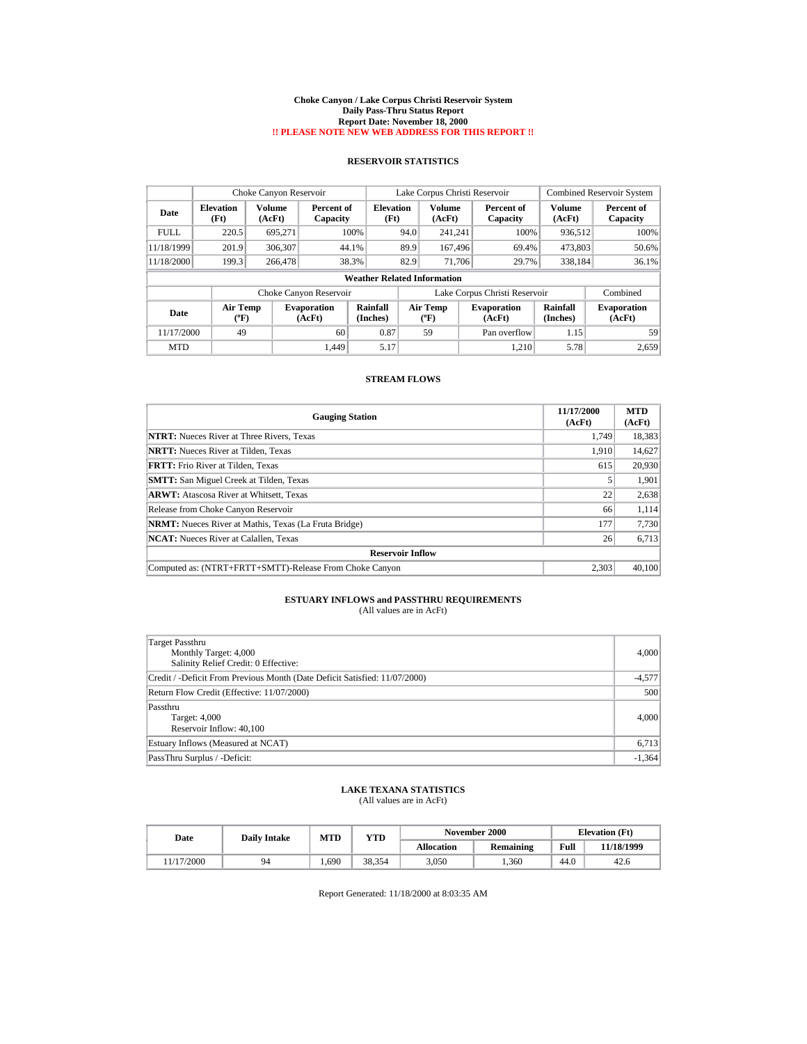# Choke Canyon / Lake Corpus Christi Reservoir System
## Daily Pass-Thru Status Report
## Report Date: November 18, 2000
## !! PLEASE NOTE NEW WEB ADDRESS FOR THIS REPORT !!

### RESERVOIR STATISTICS

| Date | Choke Canyon Reservoir | | | Lake Corpus Christi Reservoir | | | Combined Reservoir System | |
|---|---|---|---|---|---|---|---|---|
| | Elevation (Ft) | Volume (AcFt) | Percent of Capacity | Elevation (Ft) | Volume (AcFt) | Percent of Capacity | Volume (AcFt) | Percent of Capacity |
| FULL | 220.5 | 695,271 | 100% | 94.0 | 241,241 | 100% | 936,512 | 100% |
| 11/18/1999 | 201.9 | 306,307 | 44.1% | 89.9 | 167,496 | 69.4% | 473,803 | 50.6% |
| 11/18/2000 | 199.3 | 266,478 | 38.3% | 82.9 | 71,706 | 29.7% | 338,184 | 36.1% |

**Weather Related Information**

| Date | Choke Canyon Reservoir | | | Lake Corpus Christi Reservoir | | | Combined |
|---|---|---|---|---|---|---|---|
| | Air Temp (°F) | Evaporation (AcFt) | Rainfall (Inches) | Air Temp (°F) | Evaporation (AcFt) | Rainfall (Inches) | Evaporation (AcFt) |
| 11/17/2000 | 49 | 60 | 0.87 | 59 | Pan overflow | 1.15 | 59 |
| MTD | | 1,449 | 5.17 | | 1,210 | 5.78 | 2,659 |

### STREAM FLOWS

| Gauging Station | 11/17/2000 (AcFt) | MTD (AcFt) |
|---|---|---|
| **NTRT:** Nueces River at Three Rivers, Texas | 1,749 | 18,383 |
| **NRTT:** Nueces River at Tilden, Texas | 1,910 | 14,627 |
| **FRTT:** Frio River at Tilden, Texas | 615 | 20,930 |
| **SMTT:** San Miguel Creek at Tilden, Texas | 5 | 1,901 |
| **ARWT:** Atascosa River at Whitsett, Texas | 22 | 2,638 |
| Release from Choke Canyon Reservoir | 66 | 1,114 |
| **NRMT:** Nueces River at Mathis, Texas (La Fruta Bridge) | 177 | 7,730 |
| **NCAT:** Nueces River at Calallen, Texas | 26 | 6,713 |
| **Reservoir Inflow** | | |
| Computed as: (NTRT+FRTT+SMTT)-Release From Choke Canyon | 2,303 | 40,100 |

### ESTUARY INFLOWS and PASSTHRU REQUIREMENTS
(All values are in AcFt)

| | |
|---|---|
| Target Passthru<br>Monthly Target: 4,000<br>Salinity Relief Credit: 0 Effective: | 4,000 |
| Credit / -Deficit From Previous Month (Date Deficit Satisfied: 11/07/2000) | -4,577 |
| Return Flow Credit (Effective: 11/07/2000) | 500 |
| Passthru<br>Target: 4,000<br>Reservoir Inflow: 40,100 | 4,000 |
| Estuary Inflows (Measured at NCAT) | 6,713 |
| PassThru Surplus / -Deficit: | -1,364 |

### LAKE TEXANA STATISTICS
(All values are in AcFt)

| Date | Daily Intake | MTD | YTD | November 2000 | | Elevation (Ft) | |
|---|---|---|---|---|---|---|---|
| | | | | Allocation | Remaining | Full | 11/18/1999 |
| 11/17/2000 | 94 | 1,690 | 38,354 | 3,050 | 1,360 | 44.0 | 42.6 |

Report Generated: 11/18/2000 at 8:03:35 AM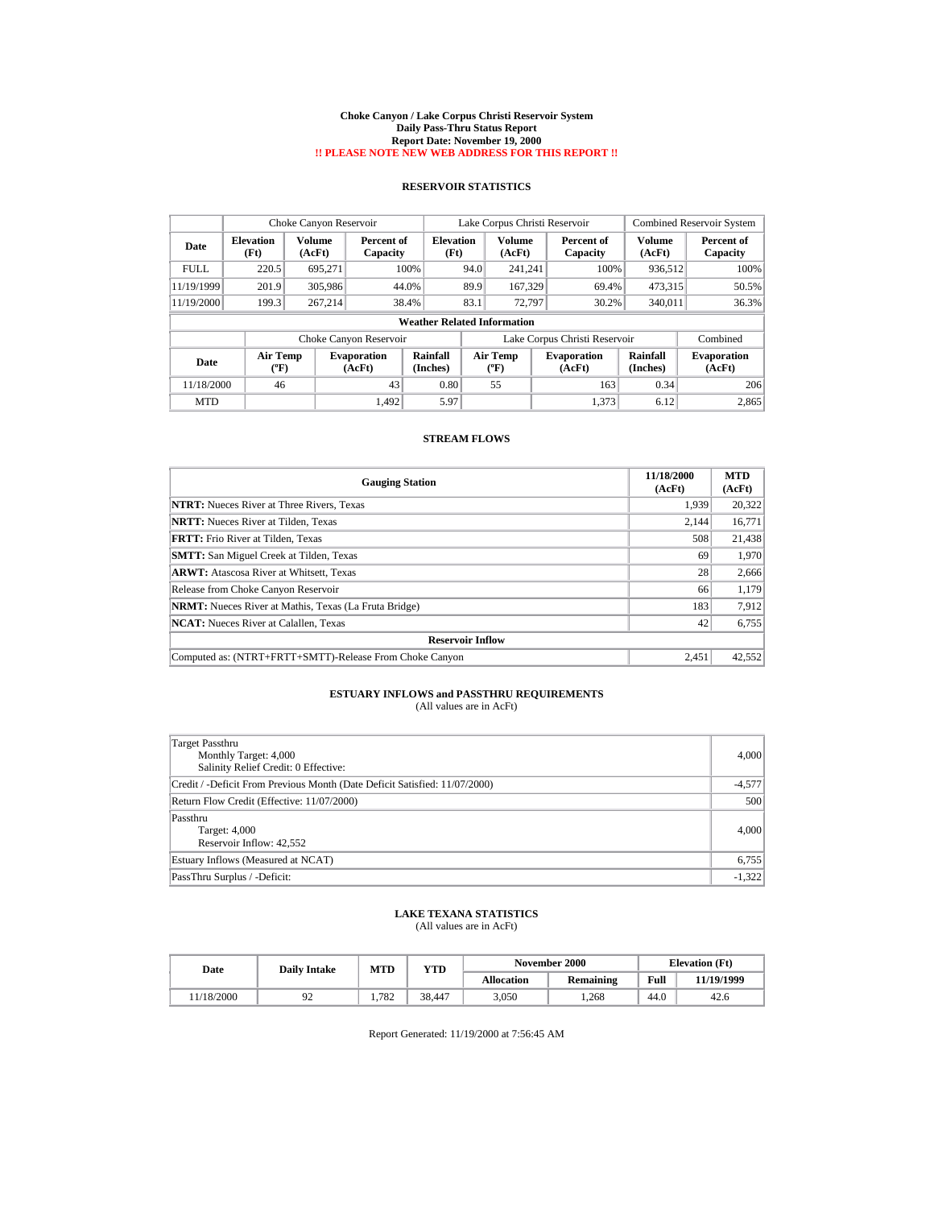# Choke Canyon / Lake Corpus Christi Reservoir System
## Daily Pass-Thru Status Report
## Report Date: November 19, 2000
**!! PLEASE NOTE NEW WEB ADDRESS FOR THIS REPORT !!**

### RESERVOIR STATISTICS

| | Choke Canyon Reservoir | | | Lake Corpus Christi Reservoir | | | Combined Reservoir System | |
|---|---|---|---|---|---|---|---|---|
| Date | Elevation (Ft) | Volume (AcFt) | Percent of Capacity | Elevation (Ft) | Volume (AcFt) | Percent of Capacity | Volume (AcFt) | Percent of Capacity |
| FULL | 220.5 | 695,271 | 100% | 94.0 | 241,241 | 100% | 936,512 | 100% |
| 11/19/1999 | 201.9 | 305,986 | 44.0% | 89.9 | 167,329 | 69.4% | 473,315 | 50.5% |
| 11/19/2000 | 199.3 | 267,214 | 38.4% | 83.1 | 72,797 | 30.2% | 340,011 | 36.3% |

**Weather Related Information**

| | Choke Canyon Reservoir | | | Lake Corpus Christi Reservoir | | | Combined |
|---|---|---|---|---|---|---|---|
| Date | Air Temp (ºF) | Evaporation (AcFt) | Rainfall (Inches) | Air Temp (ºF) | Evaporation (AcFt) | Rainfall (Inches) | Evaporation (AcFt) |
| 11/18/2000 | 46 | 43 | 0.80 | 55 | 163 | 0.34 | 206 |
| MTD | | 1,492 | 5.97 | | 1,373 | 6.12 | 2,865 |

### STREAM FLOWS

| Gauging Station | 11/18/2000 (AcFt) | MTD (AcFt) |
|---|---|---|
| **NTRT:** Nueces River at Three Rivers, Texas | 1,939 | 20,322 |
| **NRTT:** Nueces River at Tilden, Texas | 2,144 | 16,771 |
| **FRTT:** Frio River at Tilden, Texas | 508 | 21,438 |
| **SMTT:** San Miguel Creek at Tilden, Texas | 69 | 1,970 |
| **ARWT:** Atascosa River at Whitsett, Texas | 28 | 2,666 |
| Release from Choke Canyon Reservoir | 66 | 1,179 |
| **NRMT:** Nueces River at Mathis, Texas (La Fruta Bridge) | 183 | 7,912 |
| **NCAT:** Nueces River at Calallen, Texas | 42 | 6,755 |
| **Reservoir Inflow** | | |
| Computed as: (NTRT+FRTT+SMTT)-Release From Choke Canyon | 2,451 | 42,552 |

### ESTUARY INFLOWS and PASSTHRU REQUIREMENTS
(All values are in AcFt)

| | |
|---|---|
| Target Passthru<br>Monthly Target: 4,000<br>Salinity Relief Credit: 0 Effective: | 4,000 |
| Credit / -Deficit From Previous Month (Date Deficit Satisfied: 11/07/2000) | -4,577 |
| Return Flow Credit (Effective: 11/07/2000) | 500 |
| Passthru<br>Target: 4,000<br>Reservoir Inflow: 42,552 | 4,000 |
| Estuary Inflows (Measured at NCAT) | 6,755 |
| PassThru Surplus / -Deficit: | -1,322 |

### LAKE TEXANA STATISTICS
(All values are in AcFt)

| Date | Daily Intake | MTD | YTD | November 2000 | | Elevation (Ft) | |
|---|---|---|---|---|---|---|---|
| | | | | Allocation | Remaining | Full | 11/19/1999 |
| 11/18/2000 | 92 | 1,782 | 38,447 | 3,050 | 1,268 | 44.0 | 42.6 |

Report Generated: 11/19/2000 at 7:56:45 AM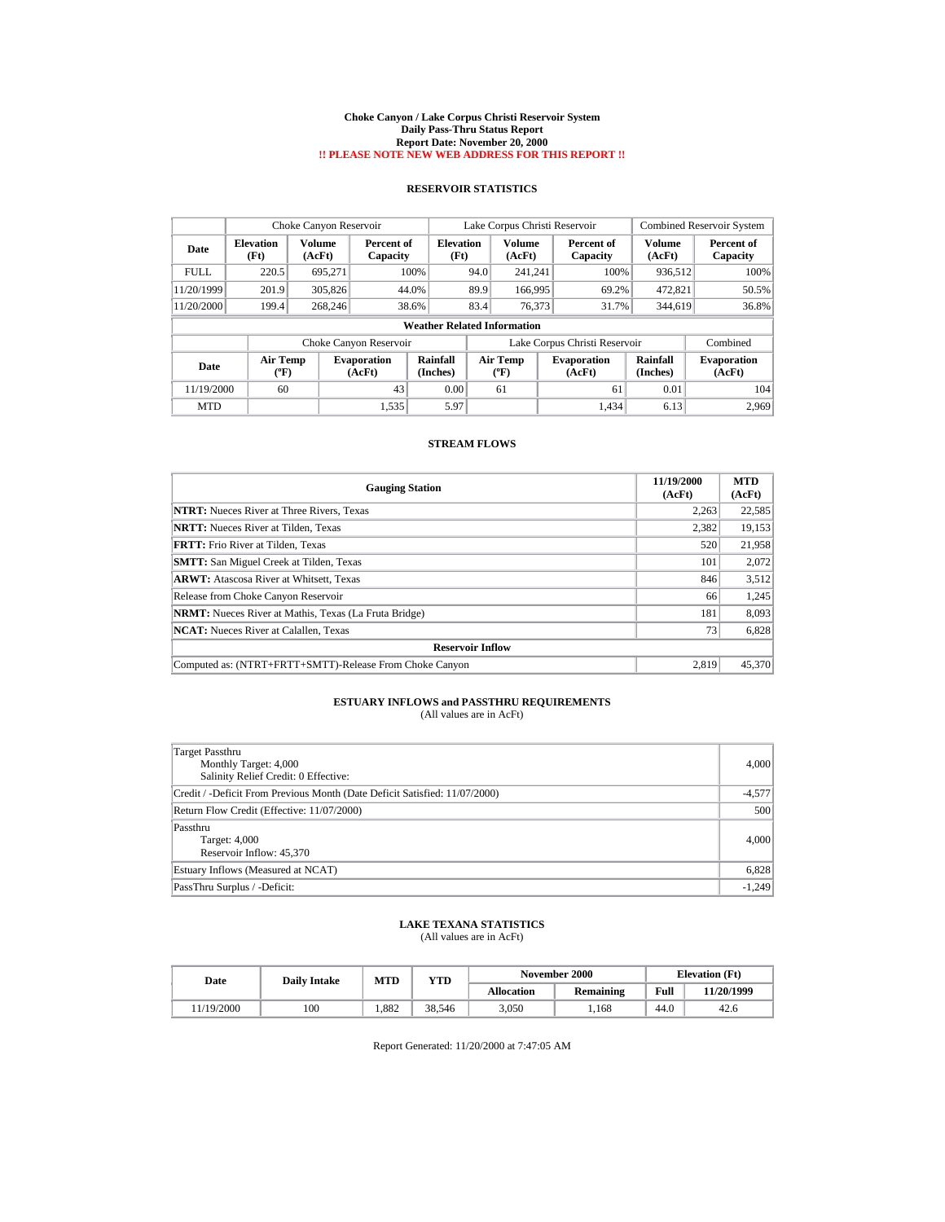# Choke Canyon / Lake Corpus Christi Reservoir System
## Daily Pass-Thru Status Report
## Report Date: November 20, 2000
## !! PLEASE NOTE NEW WEB ADDRESS FOR THIS REPORT !!

### RESERVOIR STATISTICS

| Date | Choke Canyon Reservoir | | | Lake Corpus Christi Reservoir | | | Combined Reservoir System | |
|---|---|---|---|---|---|---|---|---|
| | Elevation (Ft) | Volume (AcFt) | Percent of Capacity | Elevation (Ft) | Volume (AcFt) | Percent of Capacity | Volume (AcFt) | Percent of Capacity |
| FULL | 220.5 | 695,271 | 100% | 94.0 | 241,241 | 100% | 936,512 | 100% |
| 11/20/1999 | 201.9 | 305,826 | 44.0% | 89.9 | 166,995 | 69.2% | 472,821 | 50.5% |
| 11/20/2000 | 199.4 | 268,246 | 38.6% | 83.4 | 76,373 | 31.7% | 344,619 | 36.8% |

**Weather Related Information**

| Date | Choke Canyon Reservoir | | | Lake Corpus Christi Reservoir | | | Combined |
|---|---|---|---|---|---|---|---|
| | Air Temp (ºF) | Evaporation (AcFt) | Rainfall (Inches) | Air Temp (ºF) | Evaporation (AcFt) | Rainfall (Inches) | Evaporation (AcFt) |
| 11/19/2000 | 60 | 43 | 0.00 | 61 | 61 | 0.01 | 104 |
| MTD | | 1,535 | 5.97 | | 1,434 | 6.13 | 2,969 |

### STREAM FLOWS

| Gauging Station | 11/19/2000 (AcFt) | MTD (AcFt) |
|---|---|---|
| **NTRT:** Nueces River at Three Rivers, Texas | 2,263 | 22,585 |
| **NRTT:** Nueces River at Tilden, Texas | 2,382 | 19,153 |
| **FRTT:** Frio River at Tilden, Texas | 520 | 21,958 |
| **SMTT:** San Miguel Creek at Tilden, Texas | 101 | 2,072 |
| **ARWT:** Atascosa River at Whitsett, Texas | 846 | 3,512 |
| Release from Choke Canyon Reservoir | 66 | 1,245 |
| **NRMT:** Nueces River at Mathis, Texas (La Fruta Bridge) | 181 | 8,093 |
| **NCAT:** Nueces River at Calallen, Texas | 73 | 6,828 |
| **Reservoir Inflow** | | |
| Computed as: (NTRT+FRTT+SMTT)-Release From Choke Canyon | 2,819 | 45,370 |

### ESTUARY INFLOWS and PASSTHRU REQUIREMENTS
(All values are in AcFt)

| | |
|---|---|
| Target Passthru<br>Monthly Target: 4,000<br>Salinity Relief Credit: 0 Effective: | 4,000 |
| Credit / -Deficit From Previous Month (Date Deficit Satisfied: 11/07/2000) | -4,577 |
| Return Flow Credit (Effective: 11/07/2000) | 500 |
| Passthru<br>Target: 4,000<br>Reservoir Inflow: 45,370 | 4,000 |
| Estuary Inflows (Measured at NCAT) | 6,828 |
| PassThru Surplus / -Deficit: | -1,249 |

### LAKE TEXANA STATISTICS
(All values are in AcFt)

| Date | Daily Intake | MTD | YTD | November 2000 | | Elevation (Ft) | |
|---|---|---|---|---|---|---|---|
| | | | | Allocation | Remaining | Full | 11/20/1999 |
| 11/19/2000 | 100 | 1,882 | 38,546 | 3,050 | 1,168 | 44.0 | 42.6 |

Report Generated: 11/20/2000 at 7:47:05 AM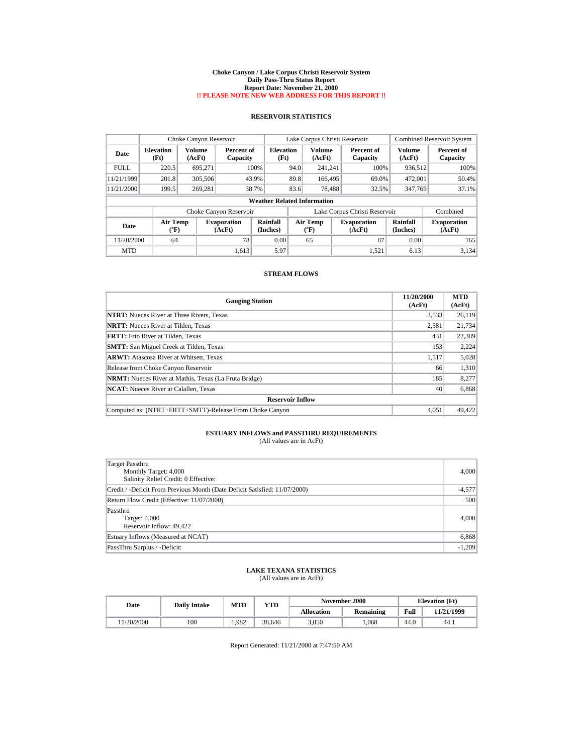# Choke Canyon / Lake Corpus Christi Reservoir System
## Daily Pass-Thru Status Report
### Report Date: November 21, 2000
**!! PLEASE NOTE NEW WEB ADDRESS FOR THIS REPORT !!**

## RESERVOIR STATISTICS

| Date | Choke Canyon Reservoir | | | Lake Corpus Christi Reservoir | | | Combined Reservoir System | |
|---|---|---|---|---|---|---|---|---|
| | Elevation (Ft) | Volume (AcFt) | Percent of Capacity | Elevation (Ft) | Volume (AcFt) | Percent of Capacity | Volume (AcFt) | Percent of Capacity |
| FULL | 220.5 | 695,271 | 100% | 94.0 | 241,241 | 100% | 936,512 | 100% |
| 11/21/1999 | 201.8 | 305,506 | 43.9% | 89.8 | 166,495 | 69.0% | 472,001 | 50.4% |
| 11/21/2000 | 199.5 | 269,281 | 38.7% | 83.6 | 78,488 | 32.5% | 347,769 | 37.1% |

**Weather Related Information**

| Date | Choke Canyon Reservoir | | | Lake Corpus Christi Reservoir | | | Combined |
|---|---|---|---|---|---|---|---|
| | Air Temp (°F) | Evaporation (AcFt) | Rainfall (Inches) | Air Temp (°F) | Evaporation (AcFt) | Rainfall (Inches) | Evaporation (AcFt) |
| 11/20/2000 | 64 | 78 | 0.00 | 65 | 87 | 0.00 | 165 |
| MTD | | 1,613 | 5.97 | | 1,521 | 6.13 | 3,134 |

## STREAM FLOWS

| Gauging Station | 11/20/2000 (AcFt) | MTD (AcFt) |
|---|---|---|
| **NTRT:** Nueces River at Three Rivers, Texas | 3,533 | 26,119 |
| **NRTT:** Nueces River at Tilden, Texas | 2,581 | 21,734 |
| **FRTT:** Frio River at Tilden, Texas | 431 | 22,389 |
| **SMTT:** San Miguel Creek at Tilden, Texas | 153 | 2,224 |
| **ARWT:** Atascosa River at Whitsett, Texas | 1,517 | 5,028 |
| Release from Choke Canyon Reservoir | 66 | 1,310 |
| **NRMT:** Nueces River at Mathis, Texas (La Fruta Bridge) | 185 | 8,277 |
| **NCAT:** Nueces River at Calallen, Texas | 40 | 6,868 |
| **Reservoir Inflow** | | |
| Computed as: (NTRT+FRTT+SMTT)-Release From Choke Canyon | 4,051 | 49,422 |

## ESTUARY INFLOWS and PASSTHRU REQUIREMENTS
(All values are in AcFt)

| | |
|---|---|
| Target Passthru<br>Monthly Target: 4,000<br>Salinity Relief Credit: 0 Effective: | 4,000 |
| Credit / -Deficit From Previous Month (Date Deficit Satisfied: 11/07/2000) | -4,577 |
| Return Flow Credit (Effective: 11/07/2000) | 500 |
| Passthru<br>Target: 4,000<br>Reservoir Inflow: 49,422 | 4,000 |
| Estuary Inflows (Measured at NCAT) | 6,868 |
| PassThru Surplus / -Deficit: | -1,209 |

## LAKE TEXANA STATISTICS
(All values are in AcFt)

| Date | Daily Intake | MTD | YTD | November 2000 | | Elevation (Ft) | |
|---|---|---|---|---|---|---|---|
| | | | | Allocation | Remaining | Full | 11/21/1999 |
| 11/20/2000 | 100 | 1,982 | 38,646 | 3,050 | 1,068 | 44.0 | 44.1 |

Report Generated: 11/21/2000 at 7:47:50 AM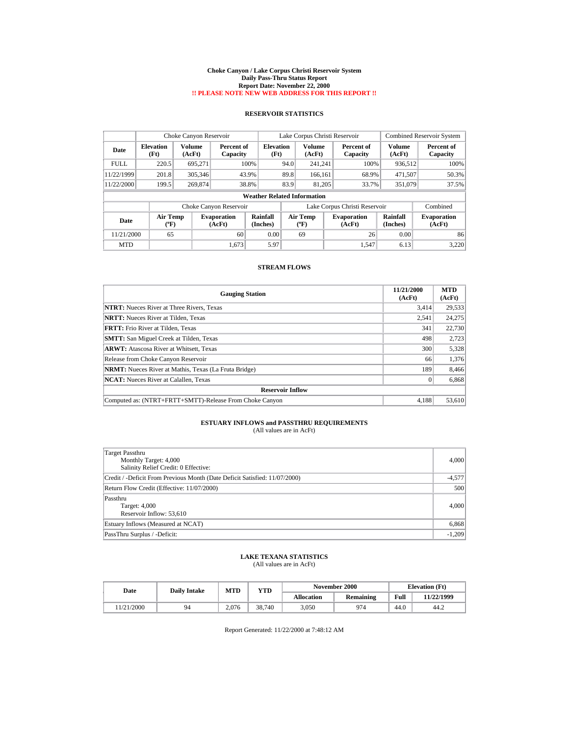# Choke Canyon / Lake Corpus Christi Reservoir System
## Daily Pass-Thru Status Report
## Report Date: November 22, 2000
## !! PLEASE NOTE NEW WEB ADDRESS FOR THIS REPORT !!

### RESERVOIR STATISTICS

| | Choke Canyon Reservoir | | | Lake Corpus Christi Reservoir | | | Combined Reservoir System | |
|---|---|---|---|---|---|---|---|---|
| Date | Elevation (Ft) | Volume (AcFt) | Percent of Capacity | Elevation (Ft) | Volume (AcFt) | Percent of Capacity | Volume (AcFt) | Percent of Capacity |
| FULL | 220.5 | 695,271 | 100% | 94.0 | 241,241 | 100% | 936,512 | 100% |
| 11/22/1999 | 201.8 | 305,346 | 43.9% | 89.8 | 166,161 | 68.9% | 471,507 | 50.3% |
| 11/22/2000 | 199.5 | 269,874 | 38.8% | 83.9 | 81,205 | 33.7% | 351,079 | 37.5% |

**Weather Related Information**

| | Choke Canyon Reservoir | | | Lake Corpus Christi Reservoir | | | Combined |
|---|---|---|---|---|---|---|---|
| Date | Air Temp (ºF) | Evaporation (AcFt) | Rainfall (Inches) | Air Temp (ºF) | Evaporation (AcFt) | Rainfall (Inches) | Evaporation (AcFt) |
| 11/21/2000 | 65 | 60 | 0.00 | 69 | 26 | 0.00 | 86 |
| MTD | | 1,673 | 5.97 | | 1,547 | 6.13 | 3,220 |

### STREAM FLOWS

| Gauging Station | 11/21/2000 (AcFt) | MTD (AcFt) |
|---|---|---|
| **NTRT:** Nueces River at Three Rivers, Texas | 3,414 | 29,533 |
| **NRTT:** Nueces River at Tilden, Texas | 2,541 | 24,275 |
| **FRTT:** Frio River at Tilden, Texas | 341 | 22,730 |
| **SMTT:** San Miguel Creek at Tilden, Texas | 498 | 2,723 |
| **ARWT:** Atascosa River at Whitsett, Texas | 300 | 5,328 |
| Release from Choke Canyon Reservoir | 66 | 1,376 |
| **NRMT:** Nueces River at Mathis, Texas (La Fruta Bridge) | 189 | 8,466 |
| **NCAT:** Nueces River at Calallen, Texas | 0 | 6,868 |
| **Reservoir Inflow** | | |
| Computed as: (NTRT+FRTT+SMTT)-Release From Choke Canyon | 4,188 | 53,610 |

### ESTUARY INFLOWS and PASSTHRU REQUIREMENTS
(All values are in AcFt)

| | |
|---|---|
| Target Passthru<br>Monthly Target: 4,000<br>Salinity Relief Credit: 0 Effective: | 4,000 |
| Credit / -Deficit From Previous Month (Date Deficit Satisfied: 11/07/2000) | -4,577 |
| Return Flow Credit (Effective: 11/07/2000) | 500 |
| Passthru<br>Target: 4,000<br>Reservoir Inflow: 53,610 | 4,000 |
| Estuary Inflows (Measured at NCAT) | 6,868 |
| PassThru Surplus / -Deficit: | -1,209 |

### LAKE TEXANA STATISTICS
(All values are in AcFt)

| Date | Daily Intake | MTD | YTD | November 2000 | | Elevation (Ft) | |
|---|---|---|---|---|---|---|---|
| | | | | Allocation | Remaining | Full | 11/22/1999 |
| 11/21/2000 | 94 | 2,076 | 38,740 | 3,050 | 974 | 44.0 | 44.2 |

Report Generated: 11/22/2000 at 7:48:12 AM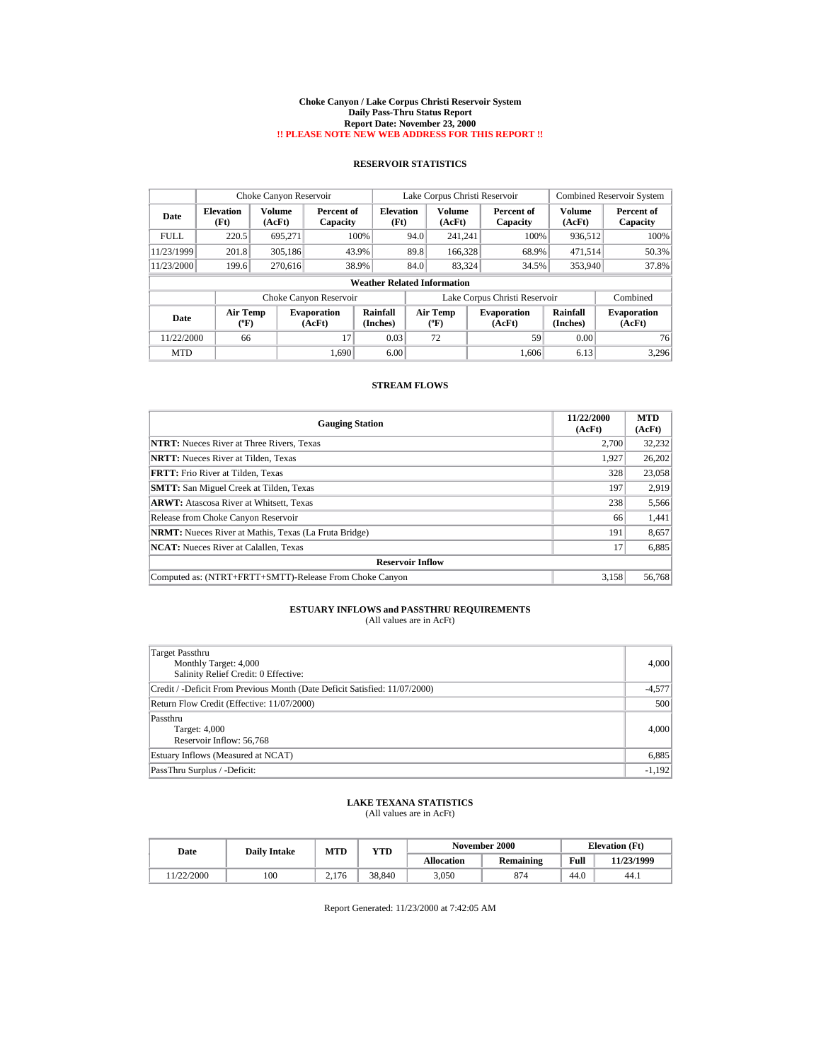# Choke Canyon / Lake Corpus Christi Reservoir System
## Daily Pass-Thru Status Report
## Report Date: November 23, 2000
## !! PLEASE NOTE NEW WEB ADDRESS FOR THIS REPORT !!

### RESERVOIR STATISTICS

| Date | Choke Canyon Reservoir | | | Lake Corpus Christi Reservoir | | | Combined Reservoir System | |
|---|---|---|---|---|---|---|---|---|
| | Elevation (Ft) | Volume (AcFt) | Percent of Capacity | Elevation (Ft) | Volume (AcFt) | Percent of Capacity | Volume (AcFt) | Percent of Capacity |
| FULL | 220.5 | 695,271 | 100% | 94.0 | 241,241 | 100% | 936,512 | 100% |
| 11/23/1999 | 201.8 | 305,186 | 43.9% | 89.8 | 166,328 | 68.9% | 471,514 | 50.3% |
| 11/23/2000 | 199.6 | 270,616 | 38.9% | 84.0 | 83,324 | 34.5% | 353,940 | 37.8% |

**Weather Related Information**

| Date | Choke Canyon Reservoir | | | Lake Corpus Christi Reservoir | | | Combined |
|---|---|---|---|---|---|---|---|
| | Air Temp (ºF) | Evaporation (AcFt) | Rainfall (Inches) | Air Temp (ºF) | Evaporation (AcFt) | Rainfall (Inches) | Evaporation (AcFt) |
| 11/22/2000 | 66 | 17 | 0.03 | 72 | 59 | 0.00 | 76 |
| MTD | | 1,690 | 6.00 | | 1,606 | 6.13 | 3,296 |

### STREAM FLOWS

| Gauging Station | 11/22/2000 (AcFt) | MTD (AcFt) |
|---|---|---|
| **NTRT:** Nueces River at Three Rivers, Texas | 2,700 | 32,232 |
| **NRTT:** Nueces River at Tilden, Texas | 1,927 | 26,202 |
| **FRTT:** Frio River at Tilden, Texas | 328 | 23,058 |
| **SMTT:** San Miguel Creek at Tilden, Texas | 197 | 2,919 |
| **ARWT:** Atascosa River at Whitsett, Texas | 238 | 5,566 |
| Release from Choke Canyon Reservoir | 66 | 1,441 |
| **NRMT:** Nueces River at Mathis, Texas (La Fruta Bridge) | 191 | 8,657 |
| **NCAT:** Nueces River at Calallen, Texas | 17 | 6,885 |
| **Reservoir Inflow** | | |
| Computed as: (NTRT+FRTT+SMTT)-Release From Choke Canyon | 3,158 | 56,768 |

### ESTUARY INFLOWS and PASSTHRU REQUIREMENTS
(All values are in AcFt)

| | |
|---|---|
| Target Passthru<br>Monthly Target: 4,000<br>Salinity Relief Credit: 0 Effective: | 4,000 |
| Credit / -Deficit From Previous Month (Date Deficit Satisfied: 11/07/2000) | -4,577 |
| Return Flow Credit (Effective: 11/07/2000) | 500 |
| Passthru<br>Target: 4,000<br>Reservoir Inflow: 56,768 | 4,000 |
| Estuary Inflows (Measured at NCAT) | 6,885 |
| PassThru Surplus / -Deficit: | -1,192 |

### LAKE TEXANA STATISTICS
(All values are in AcFt)

| Date | Daily Intake | MTD | YTD | November 2000 | | Elevation (Ft) | |
|---|---|---|---|---|---|---|---|
| | | | | Allocation | Remaining | Full | 11/23/1999 |
| 11/22/2000 | 100 | 2,176 | 38,840 | 3,050 | 874 | 44.0 | 44.1 |

Report Generated: 11/23/2000 at 7:42:05 AM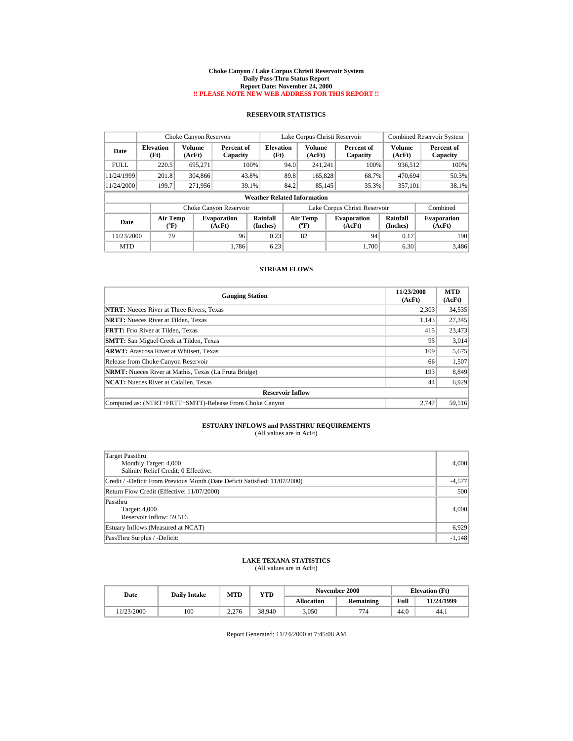# Choke Canyon / Lake Corpus Christi Reservoir System
## Daily Pass-Thru Status Report
## Report Date: November 24, 2000
## !! PLEASE NOTE NEW WEB ADDRESS FOR THIS REPORT !!

### RESERVOIR STATISTICS

| | Choke Canyon Reservoir | | | Lake Corpus Christi Reservoir | | | Combined Reservoir System | |
|---|---|---|---|---|---|---|---|---|
| **Date** | **Elevation (Ft)** | **Volume (AcFt)** | **Percent of Capacity** | **Elevation (Ft)** | **Volume (AcFt)** | **Percent of Capacity** | **Volume (AcFt)** | **Percent of Capacity** |
| FULL | 220.5 | 695,271 | 100% | 94.0 | 241,241 | 100% | 936,512 | 100% |
| 11/24/1999 | 201.8 | 304,866 | 43.8% | 89.8 | 165,828 | 68.7% | 470,694 | 50.3% |
| 11/24/2000 | 199.7 | 271,956 | 39.1% | 84.2 | 85,145 | 35.3% | 357,101 | 38.1% |

**Weather Related Information**

| | Choke Canyon Reservoir | | | Lake Corpus Christi Reservoir | | | Combined |
|---|---|---|---|---|---|---|---|
| **Date** | **Air Temp (°F)** | **Evaporation (AcFt)** | **Rainfall (Inches)** | **Air Temp (°F)** | **Evaporation (AcFt)** | **Rainfall (Inches)** | **Evaporation (AcFt)** |
| 11/23/2000 | 79 | 96 | 0.23 | 82 | 94 | 0.17 | 190 |
| MTD | | 1,786 | 6.23 | | 1,700 | 6.30 | 3,486 |

### STREAM FLOWS

| Gauging Station | 11/23/2000 (AcFt) | MTD (AcFt) |
|---|---|---|
| **NTRT:** Nueces River at Three Rivers, Texas | 2,303 | 34,535 |
| **NRTT:** Nueces River at Tilden, Texas | 1,143 | 27,345 |
| **FRTT:** Frio River at Tilden, Texas | 415 | 23,473 |
| **SMTT:** San Miguel Creek at Tilden, Texas | 95 | 3,014 |
| **ARWT:** Atascosa River at Whitsett, Texas | 109 | 5,675 |
| Release from Choke Canyon Reservoir | 66 | 1,507 |
| **NRMT:** Nueces River at Mathis, Texas (La Fruta Bridge) | 193 | 8,849 |
| **NCAT:** Nueces River at Calallen, Texas | 44 | 6,929 |
| **Reservoir Inflow** | | |
| Computed as: (NTRT+FRTT+SMTT)-Release From Choke Canyon | 2,747 | 59,516 |

### ESTUARY INFLOWS and PASSTHRU REQUIREMENTS
(All values are in AcFt)

| | |
|---|---|
| Target Passthru<br>Monthly Target: 4,000<br>Salinity Relief Credit: 0 Effective: | 4,000 |
| Credit / -Deficit From Previous Month (Date Deficit Satisfied: 11/07/2000) | -4,577 |
| Return Flow Credit (Effective: 11/07/2000) | 500 |
| Passthru<br>Target: 4,000<br>Reservoir Inflow: 59,516 | 4,000 |
| Estuary Inflows (Measured at NCAT) | 6,929 |
| PassThru Surplus / -Deficit: | -1,148 |

### LAKE TEXANA STATISTICS
(All values are in AcFt)

| Date | Daily Intake | MTD | YTD | November 2000 | | Elevation (Ft) | |
|---|---|---|---|---|---|---|---|
| | | | | **Allocation** | **Remaining** | **Full** | **11/24/1999** |
| 11/23/2000 | 100 | 2,276 | 38,940 | 3,050 | 774 | 44.0 | 44.1 |

Report Generated: 11/24/2000 at 7:45:08 AM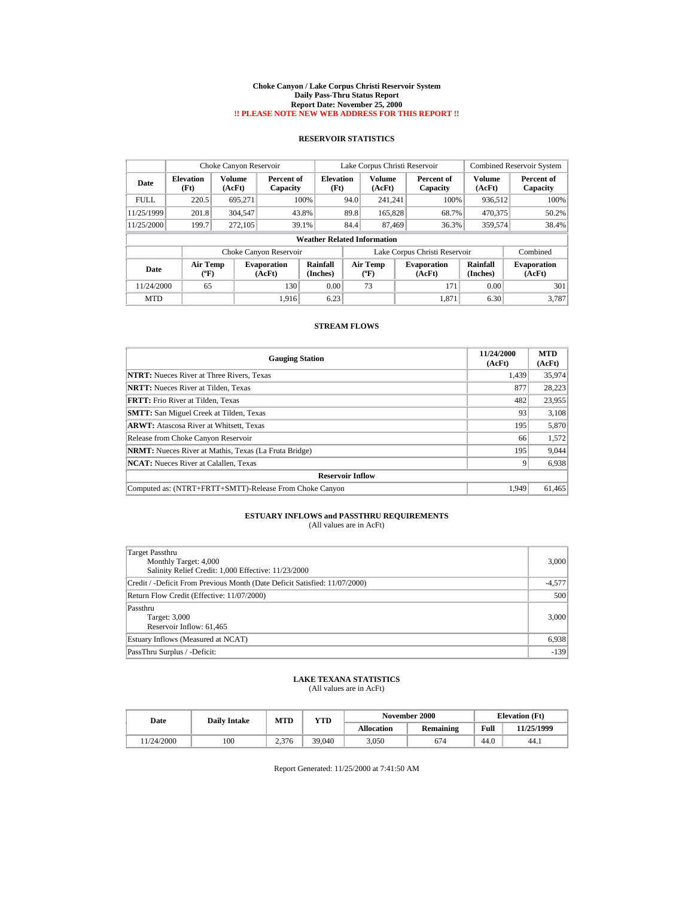# Choke Canyon / Lake Corpus Christi Reservoir System
## Daily Pass-Thru Status Report
## Report Date: November 25, 2000
## !! PLEASE NOTE NEW WEB ADDRESS FOR THIS REPORT !!

### RESERVOIR STATISTICS

| | Choke Canyon Reservoir | | | Lake Corpus Christi Reservoir | | | Combined Reservoir System | |
|---|---|---|---|---|---|---|---|---|
| Date | Elevation (Ft) | Volume (AcFt) | Percent of Capacity | Elevation (Ft) | Volume (AcFt) | Percent of Capacity | Volume (AcFt) | Percent of Capacity |
| FULL | 220.5 | 695,271 | 100% | 94.0 | 241,241 | 100% | 936,512 | 100% |
| 11/25/1999 | 201.8 | 304,547 | 43.8% | 89.8 | 165,828 | 68.7% | 470,375 | 50.2% |
| 11/25/2000 | 199.7 | 272,105 | 39.1% | 84.4 | 87,469 | 36.3% | 359,574 | 38.4% |

**Weather Related Information**

| | Choke Canyon Reservoir | | | Lake Corpus Christi Reservoir | | | Combined |
|---|---|---|---|---|---|---|---|
| Date | Air Temp (ºF) | Evaporation (AcFt) | Rainfall (Inches) | Air Temp (ºF) | Evaporation (AcFt) | Rainfall (Inches) | Evaporation (AcFt) |
| 11/24/2000 | 65 | 130 | 0.00 | 73 | 171 | 0.00 | 301 |
| MTD | | 1,916 | 6.23 | | 1,871 | 6.30 | 3,787 |

### STREAM FLOWS

| Gauging Station | 11/24/2000 (AcFt) | MTD (AcFt) |
|---|---|---|
| **NTRT:** Nueces River at Three Rivers, Texas | 1,439 | 35,974 |
| **NRTT:** Nueces River at Tilden, Texas | 877 | 28,223 |
| **FRTT:** Frio River at Tilden, Texas | 482 | 23,955 |
| **SMTT:** San Miguel Creek at Tilden, Texas | 93 | 3,108 |
| **ARWT:** Atascosa River at Whitsett, Texas | 195 | 5,870 |
| Release from Choke Canyon Reservoir | 66 | 1,572 |
| **NRMT:** Nueces River at Mathis, Texas (La Fruta Bridge) | 195 | 9,044 |
| **NCAT:** Nueces River at Calallen, Texas | 9 | 6,938 |
| **Reservoir Inflow** | | |
| Computed as: (NTRT+FRTT+SMTT)-Release From Choke Canyon | 1,949 | 61,465 |

### ESTUARY INFLOWS and PASSTHRU REQUIREMENTS
(All values are in AcFt)

| | |
|---|---|
| Target Passthru<br>Monthly Target: 4,000<br>Salinity Relief Credit: 1,000 Effective: 11/23/2000 | 3,000 |
| Credit / -Deficit From Previous Month (Date Deficit Satisfied: 11/07/2000) | -4,577 |
| Return Flow Credit (Effective: 11/07/2000) | 500 |
| Passthru<br>Target: 3,000<br>Reservoir Inflow: 61,465 | 3,000 |
| Estuary Inflows (Measured at NCAT) | 6,938 |
| PassThru Surplus / -Deficit: | -139 |

### LAKE TEXANA STATISTICS
(All values are in AcFt)

| Date | Daily Intake | MTD | YTD | November 2000 | | Elevation (Ft) | |
|---|---|---|---|---|---|---|---|
| | | | | Allocation | Remaining | Full | 11/25/1999 |
| 11/24/2000 | 100 | 2,376 | 39,040 | 3,050 | 674 | 44.0 | 44.1 |

Report Generated: 11/25/2000 at 7:41:50 AM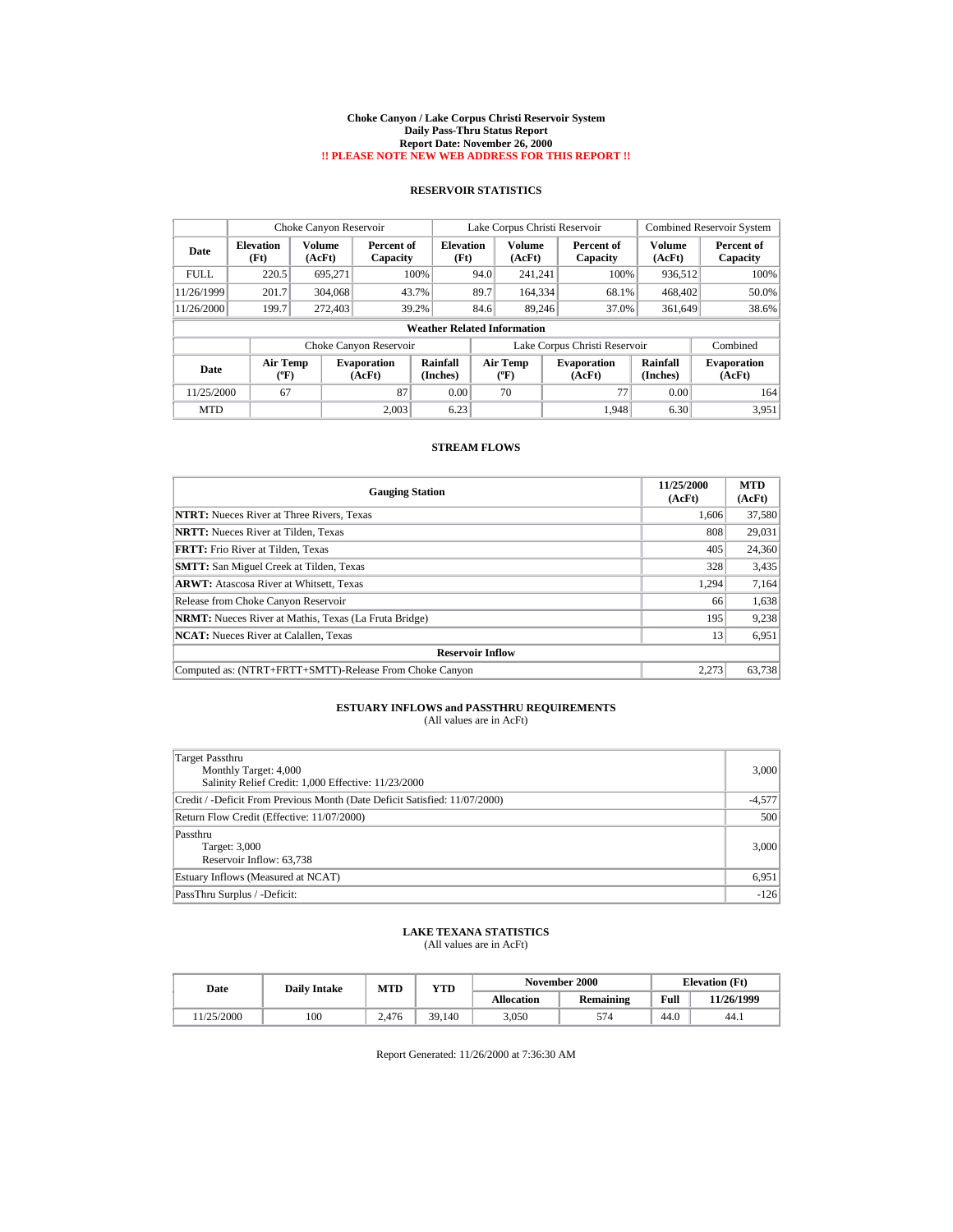# Choke Canyon / Lake Corpus Christi Reservoir System
## Daily Pass-Thru Status Report
## Report Date: November 26, 2000
## !! PLEASE NOTE NEW WEB ADDRESS FOR THIS REPORT !!

### RESERVOIR STATISTICS

| | Choke Canyon Reservoir | | | Lake Corpus Christi Reservoir | | | Combined Reservoir System | |
|---|---|---|---|---|---|---|---|---|
| Date | Elevation (Ft) | Volume (AcFt) | Percent of Capacity | Elevation (Ft) | Volume (AcFt) | Percent of Capacity | Volume (AcFt) | Percent of Capacity |
| FULL | 220.5 | 695,271 | 100% | 94.0 | 241,241 | 100% | 936,512 | 100% |
| 11/26/1999 | 201.7 | 304,068 | 43.7% | 89.7 | 164,334 | 68.1% | 468,402 | 50.0% |
| 11/26/2000 | 199.7 | 272,403 | 39.2% | 84.6 | 89,246 | 37.0% | 361,649 | 38.6% |

**Weather Related Information**

| | Choke Canyon Reservoir | | | Lake Corpus Christi Reservoir | | | Combined |
|---|---|---|---|---|---|---|---|
| Date | Air Temp (°F) | Evaporation (AcFt) | Rainfall (Inches) | Air Temp (°F) | Evaporation (AcFt) | Rainfall (Inches) | Evaporation (AcFt) |
| 11/25/2000 | 67 | 87 | 0.00 | 70 | 77 | 0.00 | 164 |
| MTD | | 2,003 | 6.23 | | 1,948 | 6.30 | 3,951 |

### STREAM FLOWS

| Gauging Station | 11/25/2000 (AcFt) | MTD (AcFt) |
|---|---|---|
| **NTRT:** Nueces River at Three Rivers, Texas | 1,606 | 37,580 |
| **NRTT:** Nueces River at Tilden, Texas | 808 | 29,031 |
| **FRTT:** Frio River at Tilden, Texas | 405 | 24,360 |
| **SMTT:** San Miguel Creek at Tilden, Texas | 328 | 3,435 |
| **ARWT:** Atascosa River at Whitsett, Texas | 1,294 | 7,164 |
| Release from Choke Canyon Reservoir | 66 | 1,638 |
| **NRMT:** Nueces River at Mathis, Texas (La Fruta Bridge) | 195 | 9,238 |
| **NCAT:** Nueces River at Calallen, Texas | 13 | 6,951 |
| **Reservoir Inflow** | | |
| Computed as: (NTRT+FRTT+SMTT)-Release From Choke Canyon | 2,273 | 63,738 |

### ESTUARY INFLOWS and PASSTHRU REQUIREMENTS
(All values are in AcFt)

| | |
|---|---|
| Target Passthru<br>Monthly Target: 4,000<br>Salinity Relief Credit: 1,000 Effective: 11/23/2000 | 3,000 |
| Credit / -Deficit From Previous Month (Date Deficit Satisfied: 11/07/2000) | -4,577 |
| Return Flow Credit (Effective: 11/07/2000) | 500 |
| Passthru<br>Target: 3,000<br>Reservoir Inflow: 63,738 | 3,000 |
| Estuary Inflows (Measured at NCAT) | 6,951 |
| PassThru Surplus / -Deficit: | -126 |

### LAKE TEXANA STATISTICS
(All values are in AcFt)

| Date | Daily Intake | MTD | YTD | November 2000 | | Elevation (Ft) | |
|---|---|---|---|---|---|---|---|
| | | | | Allocation | Remaining | Full | 11/26/1999 |
| 11/25/2000 | 100 | 2,476 | 39,140 | 3,050 | 574 | 44.0 | 44.1 |

Report Generated: 11/26/2000 at 7:36:30 AM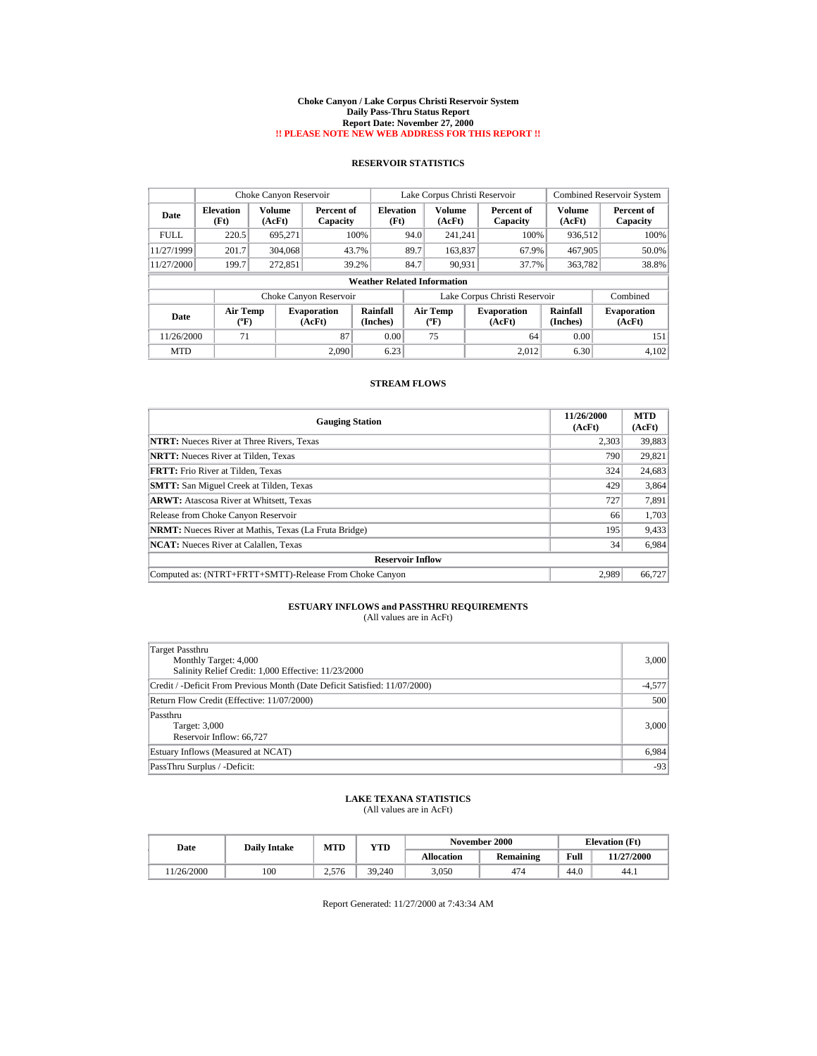# Choke Canyon / Lake Corpus Christi Reservoir System
## Daily Pass-Thru Status Report
## Report Date: November 27, 2000
## !! PLEASE NOTE NEW WEB ADDRESS FOR THIS REPORT !!

### RESERVOIR STATISTICS

| Date | Choke Canyon Reservoir | | | Lake Corpus Christi Reservoir | | | Combined Reservoir System | |
|---|---|---|---|---|---|---|---|---|
| | Elevation (Ft) | Volume (AcFt) | Percent of Capacity | Elevation (Ft) | Volume (AcFt) | Percent of Capacity | Volume (AcFt) | Percent of Capacity |
| FULL | 220.5 | 695,271 | 100% | 94.0 | 241,241 | 100% | 936,512 | 100% |
| 11/27/1999 | 201.7 | 304,068 | 43.7% | 89.7 | 163,837 | 67.9% | 467,905 | 50.0% |
| 11/27/2000 | 199.7 | 272,851 | 39.2% | 84.7 | 90,931 | 37.7% | 363,782 | 38.8% |

**Weather Related Information**

| Date | Choke Canyon Reservoir | | | Lake Corpus Christi Reservoir | | | Combined |
|---|---|---|---|---|---|---|---|
| | Air Temp (ºF) | Evaporation (AcFt) | Rainfall (Inches) | Air Temp (ºF) | Evaporation (AcFt) | Rainfall (Inches) | Evaporation (AcFt) |
| 11/26/2000 | 71 | 87 | 0.00 | 75 | 64 | 0.00 | 151 |
| MTD | | 2,090 | 6.23 | | 2,012 | 6.30 | 4,102 |

### STREAM FLOWS

| Gauging Station | 11/26/2000 (AcFt) | MTD (AcFt) |
|---|---|---|
| **NTRT:** Nueces River at Three Rivers, Texas | 2,303 | 39,883 |
| **NRTT:** Nueces River at Tilden, Texas | 790 | 29,821 |
| **FRTT:** Frio River at Tilden, Texas | 324 | 24,683 |
| **SMTT:** San Miguel Creek at Tilden, Texas | 429 | 3,864 |
| **ARWT:** Atascosa River at Whitsett, Texas | 727 | 7,891 |
| Release from Choke Canyon Reservoir | 66 | 1,703 |
| **NRMT:** Nueces River at Mathis, Texas (La Fruta Bridge) | 195 | 9,433 |
| **NCAT:** Nueces River at Calallen, Texas | 34 | 6,984 |
| **Reservoir Inflow** | | |
| Computed as: (NTRT+FRTT+SMTT)-Release From Choke Canyon | 2,989 | 66,727 |

### ESTUARY INFLOWS and PASSTHRU REQUIREMENTS
(All values are in AcFt)

| | |
|---|---|
| Target Passthru<br>Monthly Target: 4,000<br>Salinity Relief Credit: 1,000 Effective: 11/23/2000 | 3,000 |
| Credit / -Deficit From Previous Month (Date Deficit Satisfied: 11/07/2000) | -4,577 |
| Return Flow Credit (Effective: 11/07/2000) | 500 |
| Passthru<br>Target: 3,000<br>Reservoir Inflow: 66,727 | 3,000 |
| Estuary Inflows (Measured at NCAT) | 6,984 |
| PassThru Surplus / -Deficit: | -93 |

### LAKE TEXANA STATISTICS
(All values are in AcFt)

| Date | Daily Intake | MTD | YTD | November 2000 | | Elevation (Ft) | |
|---|---|---|---|---|---|---|---|
| | | | | Allocation | Remaining | Full | 11/27/2000 |
| 11/26/2000 | 100 | 2,576 | 39,240 | 3,050 | 474 | 44.0 | 44.1 |

Report Generated: 11/27/2000 at 7:43:34 AM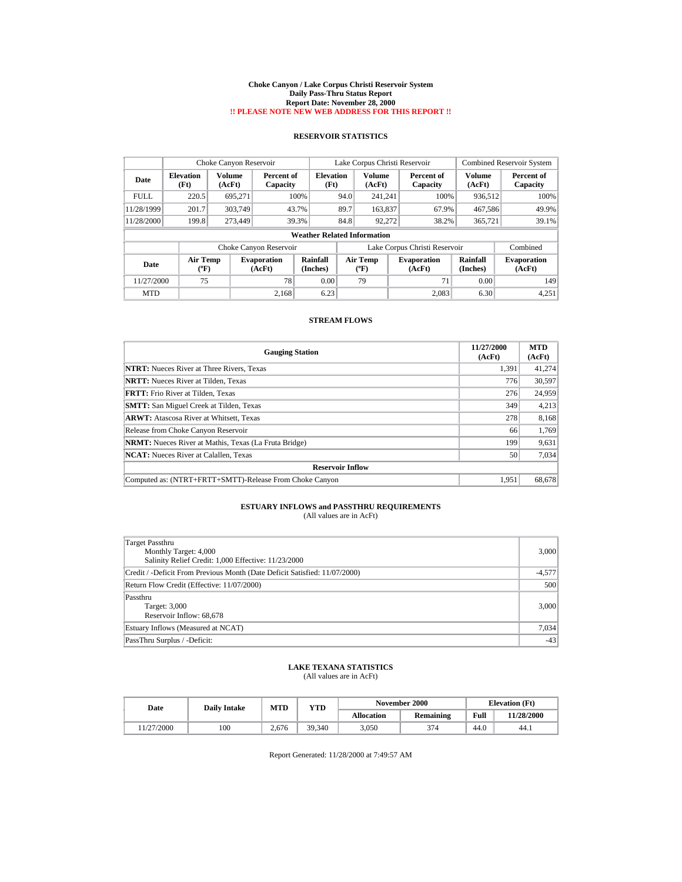# Choke Canyon / Lake Corpus Christi Reservoir System
## Daily Pass-Thru Status Report
## Report Date: November 28, 2000
## !! PLEASE NOTE NEW WEB ADDRESS FOR THIS REPORT !!

### RESERVOIR STATISTICS

| Date | Choke Canyon Reservoir | | | Lake Corpus Christi Reservoir | | | Combined Reservoir System | |
|---|---|---|---|---|---|---|---|---|
| | Elevation (Ft) | Volume (AcFt) | Percent of Capacity | Elevation (Ft) | Volume (AcFt) | Percent of Capacity | Volume (AcFt) | Percent of Capacity |
| FULL | 220.5 | 695,271 | 100% | 94.0 | 241,241 | 100% | 936,512 | 100% |
| 11/28/1999 | 201.7 | 303,749 | 43.7% | 89.7 | 163,837 | 67.9% | 467,586 | 49.9% |
| 11/28/2000 | 199.8 | 273,449 | 39.3% | 84.8 | 92,272 | 38.2% | 365,721 | 39.1% |

**Weather Related Information**

| Date | Choke Canyon Reservoir | | | Lake Corpus Christi Reservoir | | | Combined |
|---|---|---|---|---|---|---|---|
| | Air Temp (°F) | Evaporation (AcFt) | Rainfall (Inches) | Air Temp (°F) | Evaporation (AcFt) | Rainfall (Inches) | Evaporation (AcFt) |
| 11/27/2000 | 75 | 78 | 0.00 | 79 | 71 | 0.00 | 149 |
| MTD | | 2,168 | 6.23 | | 2,083 | 6.30 | 4,251 |

### STREAM FLOWS

| Gauging Station | 11/27/2000 (AcFt) | MTD (AcFt) |
|---|---|---|
| **NTRT:** Nueces River at Three Rivers, Texas | 1,391 | 41,274 |
| **NRTT:** Nueces River at Tilden, Texas | 776 | 30,597 |
| **FRTT:** Frio River at Tilden, Texas | 276 | 24,959 |
| **SMTT:** San Miguel Creek at Tilden, Texas | 349 | 4,213 |
| **ARWT:** Atascosa River at Whitsett, Texas | 278 | 8,168 |
| Release from Choke Canyon Reservoir | 66 | 1,769 |
| **NRMT:** Nueces River at Mathis, Texas (La Fruta Bridge) | 199 | 9,631 |
| **NCAT:** Nueces River at Calallen, Texas | 50 | 7,034 |
| **Reservoir Inflow** | | |
| Computed as: (NTRT+FRTT+SMTT)-Release From Choke Canyon | 1,951 | 68,678 |

### ESTUARY INFLOWS and PASSTHRU REQUIREMENTS
(All values are in AcFt)

| | |
|---|---|
| Target Passthru<br>Monthly Target: 4,000<br>Salinity Relief Credit: 1,000 Effective: 11/23/2000 | 3,000 |
| Credit / -Deficit From Previous Month (Date Deficit Satisfied: 11/07/2000) | -4,577 |
| Return Flow Credit (Effective: 11/07/2000) | 500 |
| Passthru<br>Target: 3,000<br>Reservoir Inflow: 68,678 | 3,000 |
| Estuary Inflows (Measured at NCAT) | 7,034 |
| PassThru Surplus / -Deficit: | -43 |

### LAKE TEXANA STATISTICS
(All values are in AcFt)

| Date | Daily Intake | MTD | YTD | November 2000 | | Elevation (Ft) | |
|---|---|---|---|---|---|---|---|
| | | | | Allocation | Remaining | Full | 11/28/2000 |
| 11/27/2000 | 100 | 2,676 | 39,340 | 3,050 | 374 | 44.0 | 44.1 |

Report Generated: 11/28/2000 at 7:49:57 AM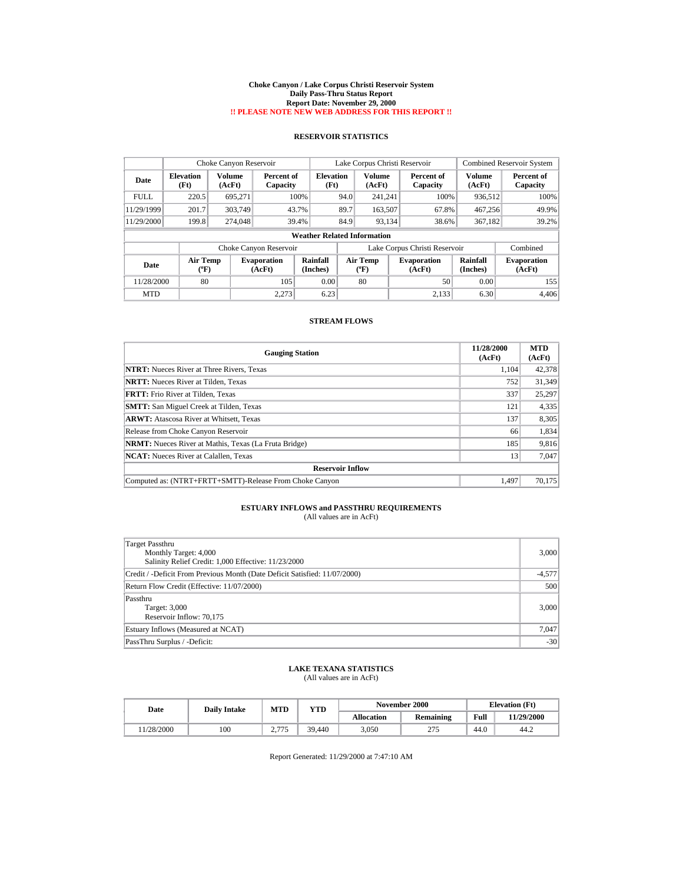# Choke Canyon / Lake Corpus Christi Reservoir System
## Daily Pass-Thru Status Report
## Report Date: November 29, 2000
## !! PLEASE NOTE NEW WEB ADDRESS FOR THIS REPORT !!

### RESERVOIR STATISTICS

| | Choke Canyon Reservoir | | | Lake Corpus Christi Reservoir | | | Combined Reservoir System | |
|---|---|---|---|---|---|---|---|---|
| **Date** | **Elevation (Ft)** | **Volume (AcFt)** | **Percent of Capacity** | **Elevation (Ft)** | **Volume (AcFt)** | **Percent of Capacity** | **Volume (AcFt)** | **Percent of Capacity** |
| FULL | 220.5 | 695,271 | 100% | 94.0 | 241,241 | 100% | 936,512 | 100% |
| 11/29/1999 | 201.7 | 303,749 | 43.7% | 89.7 | 163,507 | 67.8% | 467,256 | 49.9% |
| 11/29/2000 | 199.8 | 274,048 | 39.4% | 84.9 | 93,134 | 38.6% | 367,182 | 39.2% |

**Weather Related Information**

| | Choke Canyon Reservoir | | | Lake Corpus Christi Reservoir | | | Combined |
|---|---|---|---|---|---|---|---|
| **Date** | **Air Temp (°F)** | **Evaporation (AcFt)** | **Rainfall (Inches)** | **Air Temp (°F)** | **Evaporation (AcFt)** | **Rainfall (Inches)** | **Evaporation (AcFt)** |
| 11/28/2000 | 80 | 105 | 0.00 | 80 | 50 | 0.00 | 155 |
| MTD | | 2,273 | 6.23 | | 2,133 | 6.30 | 4,406 |

### STREAM FLOWS

| Gauging Station | 11/28/2000 (AcFt) | MTD (AcFt) |
|---|---|---|
| **NTRT:** Nueces River at Three Rivers, Texas | 1,104 | 42,378 |
| **NRTT:** Nueces River at Tilden, Texas | 752 | 31,349 |
| **FRTT:** Frio River at Tilden, Texas | 337 | 25,297 |
| **SMTT:** San Miguel Creek at Tilden, Texas | 121 | 4,335 |
| **ARWT:** Atascosa River at Whitsett, Texas | 137 | 8,305 |
| Release from Choke Canyon Reservoir | 66 | 1,834 |
| **NRMT:** Nueces River at Mathis, Texas (La Fruta Bridge) | 185 | 9,816 |
| **NCAT:** Nueces River at Calallen, Texas | 13 | 7,047 |
| **Reservoir Inflow** | | |
| Computed as: (NTRT+FRTT+SMTT)-Release From Choke Canyon | 1,497 | 70,175 |

### ESTUARY INFLOWS and PASSTHRU REQUIREMENTS
(All values are in AcFt)

| | |
|---|---|
| Target Passthru<br>Monthly Target: 4,000<br>Salinity Relief Credit: 1,000 Effective: 11/23/2000 | 3,000 |
| Credit / -Deficit From Previous Month (Date Deficit Satisfied: 11/07/2000) | -4,577 |
| Return Flow Credit (Effective: 11/07/2000) | 500 |
| Passthru<br>Target: 3,000<br>Reservoir Inflow: 70,175 | 3,000 |
| Estuary Inflows (Measured at NCAT) | 7,047 |
| PassThru Surplus / -Deficit: | -30 |

### LAKE TEXANA STATISTICS
(All values are in AcFt)

| Date | Daily Intake | MTD | YTD | November 2000 | | Elevation (Ft) | |
|---|---|---|---|---|---|---|---|
| | | | | **Allocation** | **Remaining** | **Full** | **11/29/2000** |
| 11/28/2000 | 100 | 2,775 | 39,440 | 3,050 | 275 | 44.0 | 44.2 |

Report Generated: 11/29/2000 at 7:47:10 AM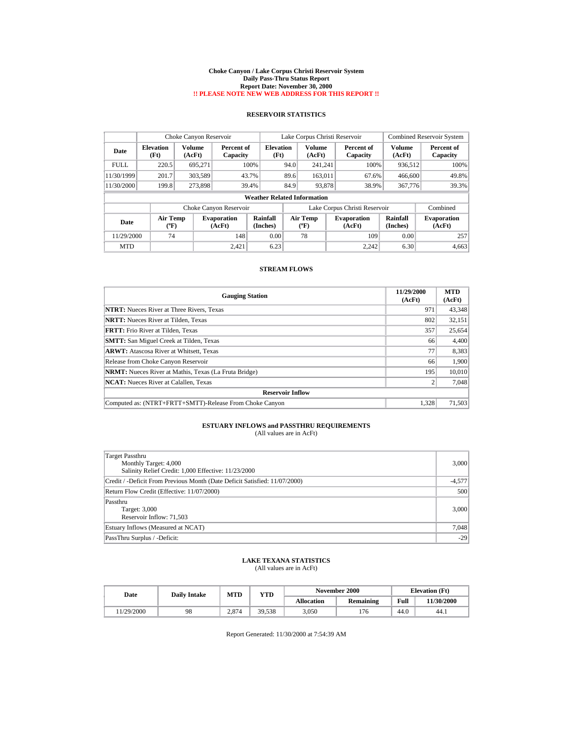# Choke Canyon / Lake Corpus Christi Reservoir System
## Daily Pass-Thru Status Report
## Report Date: November 30, 2000
## !! PLEASE NOTE NEW WEB ADDRESS FOR THIS REPORT !!

### RESERVOIR STATISTICS

| | Choke Canyon Reservoir | | | Lake Corpus Christi Reservoir | | | Combined Reservoir System | |
|---|---|---|---|---|---|---|---|---|
| Date | Elevation (Ft) | Volume (AcFt) | Percent of Capacity | Elevation (Ft) | Volume (AcFt) | Percent of Capacity | Volume (AcFt) | Percent of Capacity |
| FULL | 220.5 | 695,271 | 100% | 94.0 | 241,241 | 100% | 936,512 | 100% |
| 11/30/1999 | 201.7 | 303,589 | 43.7% | 89.6 | 163,011 | 67.6% | 466,600 | 49.8% |
| 11/30/2000 | 199.8 | 273,898 | 39.4% | 84.9 | 93,878 | 38.9% | 367,776 | 39.3% |

**Weather Related Information**

| | Choke Canyon Reservoir | | | Lake Corpus Christi Reservoir | | | Combined |
|---|---|---|---|---|---|---|---|
| Date | Air Temp (ºF) | Evaporation (AcFt) | Rainfall (Inches) | Air Temp (ºF) | Evaporation (AcFt) | Rainfall (Inches) | Evaporation (AcFt) |
| 11/29/2000 | 74 | 148 | 0.00 | 78 | 109 | 0.00 | 257 |
| MTD | | 2,421 | 6.23 | | 2,242 | 6.30 | 4,663 |

### STREAM FLOWS

| Gauging Station | 11/29/2000 (AcFt) | MTD (AcFt) |
|---|---|---|
| **NTRT:** Nueces River at Three Rivers, Texas | 971 | 43,348 |
| **NRTT:** Nueces River at Tilden, Texas | 802 | 32,151 |
| **FRTT:** Frio River at Tilden, Texas | 357 | 25,654 |
| **SMTT:** San Miguel Creek at Tilden, Texas | 66 | 4,400 |
| **ARWT:** Atascosa River at Whitsett, Texas | 77 | 8,383 |
| Release from Choke Canyon Reservoir | 66 | 1,900 |
| **NRMT:** Nueces River at Mathis, Texas (La Fruta Bridge) | 195 | 10,010 |
| **NCAT:** Nueces River at Calallen, Texas | 2 | 7,048 |
| **Reservoir Inflow** | | |
| Computed as: (NTRT+FRTT+SMTT)-Release From Choke Canyon | 1,328 | 71,503 |

### ESTUARY INFLOWS and PASSTHRU REQUIREMENTS
(All values are in AcFt)

| | |
|---|---|
| Target Passthru<br>Monthly Target: 4,000<br>Salinity Relief Credit: 1,000 Effective: 11/23/2000 | 3,000 |
| Credit / -Deficit From Previous Month (Date Deficit Satisfied: 11/07/2000) | -4,577 |
| Return Flow Credit (Effective: 11/07/2000) | 500 |
| Passthru<br>Target: 3,000<br>Reservoir Inflow: 71,503 | 3,000 |
| Estuary Inflows (Measured at NCAT) | 7,048 |
| PassThru Surplus / -Deficit: | -29 |

### LAKE TEXANA STATISTICS
(All values are in AcFt)

| Date | Daily Intake | MTD | YTD | November 2000 | | Elevation (Ft) | |
|---|---|---|---|---|---|---|---|
| | | | | Allocation | Remaining | Full | 11/30/2000 |
| 11/29/2000 | 98 | 2,874 | 39,538 | 3,050 | 176 | 44.0 | 44.1 |

Report Generated: 11/30/2000 at 7:54:39 AM